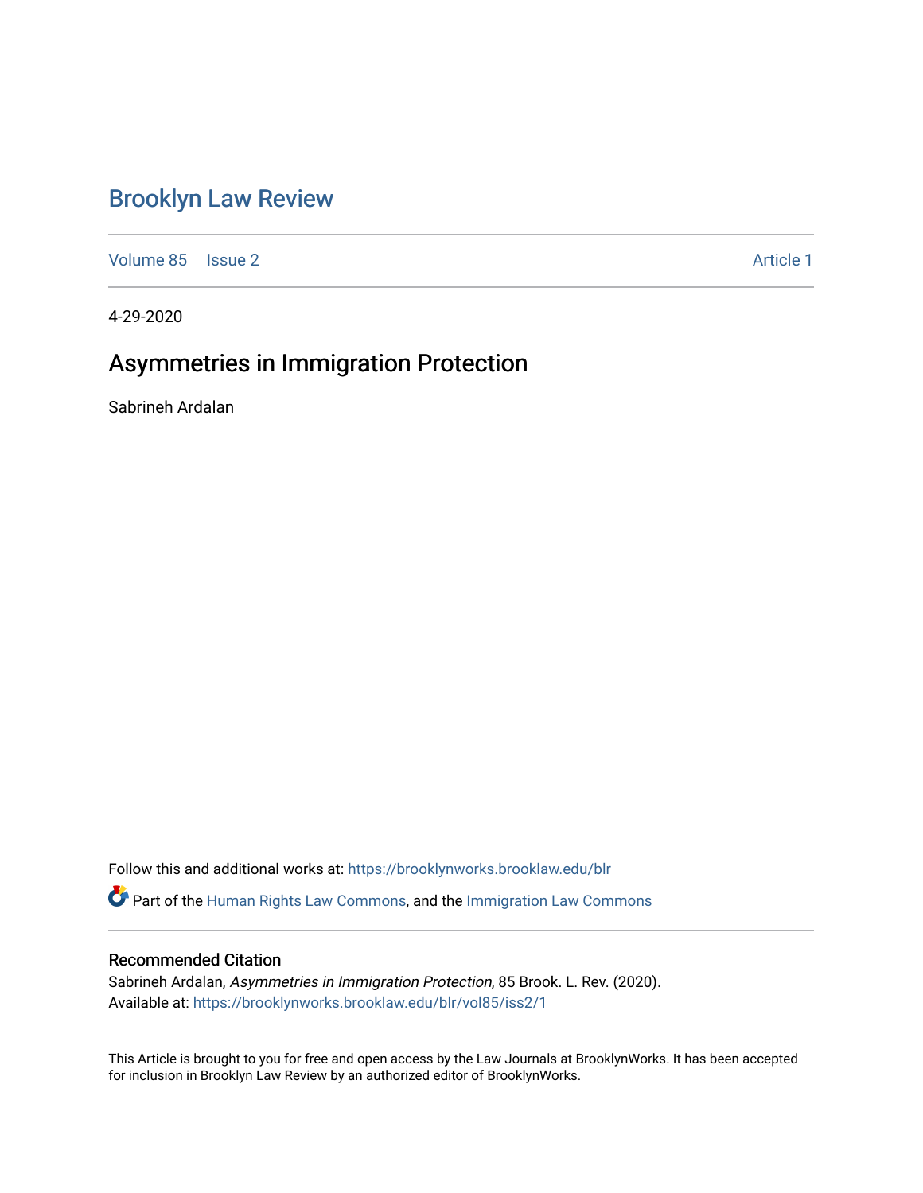# Brooklyn Law Review

Volume 85 | Issue 2 | Article 1

4-29-2020

## Asymmetries in Immigration Protection

Sabrineh Ardalan

Follow this and additional works at: https://brooklynworks.brooklaw.edu/blr

Part of the Human Rights Law Commons, and the Immigration Law Commons

### Recommended Citation

Sabrineh Ardalan, *Asymmetries in Immigration Protection*, 85 Brook. L. Rev. (2020).
Available at: https://brooklynworks.brooklaw.edu/blr/vol85/iss2/1

This Article is brought to you for free and open access by the Law Journals at BrooklynWorks. It has been accepted for inclusion in Brooklyn Law Review by an authorized editor of BrooklynWorks.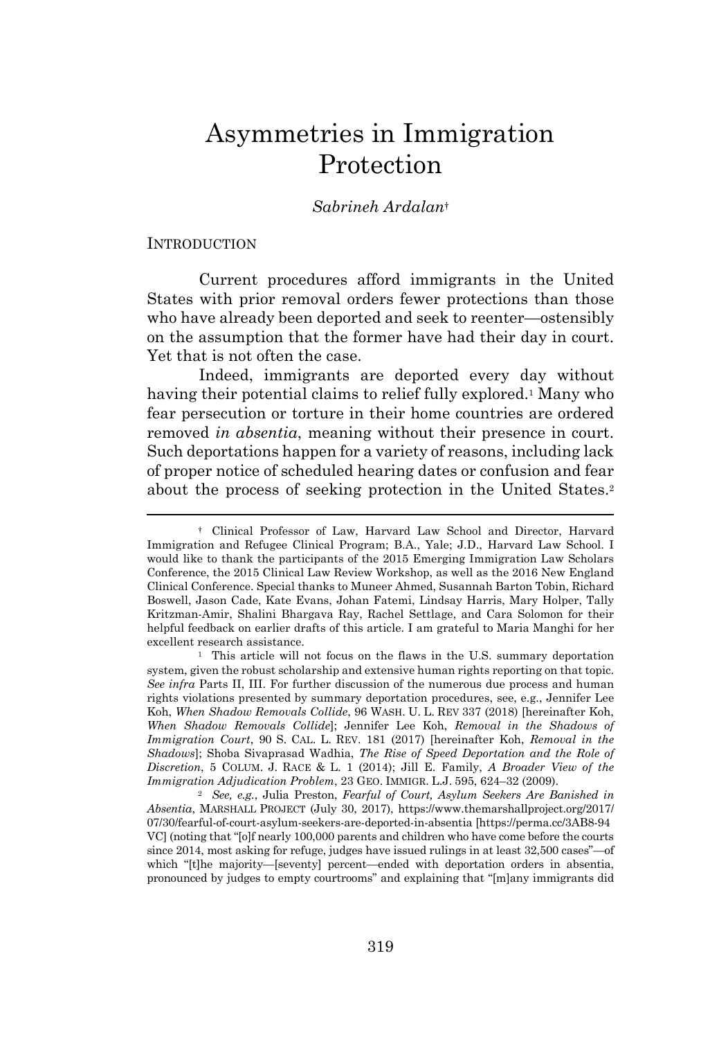# Asymmetries in Immigration Protection

*Sabrineh Ardalan*[†]

INTRODUCTION

Current procedures afford immigrants in the United States with prior removal orders fewer protections than those who have already been deported and seek to reenter—ostensibly on the assumption that the former have had their day in court. Yet that is not often the case.

Indeed, immigrants are deported every day without having their potential claims to relief fully explored.[1] Many who fear persecution or torture in their home countries are ordered removed *in absentia*, meaning without their presence in court. Such deportations happen for a variety of reasons, including lack of proper notice of scheduled hearing dates or confusion and fear about the process of seeking protection in the United States.[2]

---

[†] Clinical Professor of Law, Harvard Law School and Director, Harvard Immigration and Refugee Clinical Program; B.A., Yale; J.D., Harvard Law School. I would like to thank the participants of the 2015 Emerging Immigration Law Scholars Conference, the 2015 Clinical Law Review Workshop, as well as the 2016 New England Clinical Conference. Special thanks to Muneer Ahmed, Susannah Barton Tobin, Richard Boswell, Jason Cade, Kate Evans, Johan Fatemi, Lindsay Harris, Mary Holper, Tally Kritzman-Amir, Shalini Bhargava Ray, Rachel Settlage, and Cara Solomon for their helpful feedback on earlier drafts of this article. I am grateful to Maria Manghi for her excellent research assistance.

[1] This article will not focus on the flaws in the U.S. summary deportation system, given the robust scholarship and extensive human rights reporting on that topic. *See infra* Parts II, III. For further discussion of the numerous due process and human rights violations presented by summary deportation procedures, see, e.g., Jennifer Lee Koh, *When Shadow Removals Collide*, 96 WASH. U. L. REV 337 (2018) [hereinafter Koh, *When Shadow Removals Collide*]; Jennifer Lee Koh, *Removal in the Shadows of Immigration Court*, 90 S. CAL. L. REV. 181 (2017) [hereinafter Koh, *Removal in the Shadows*]; Shoba Sivaprasad Wadhia, *The Rise of Speed Deportation and the Role of Discretion*, 5 COLUM. J. RACE & L. 1 (2014); Jill E. Family, *A Broader View of the Immigration Adjudication Problem*, 23 GEO. IMMIGR. L.J. 595, 624–32 (2009).

[2] *See, e.g.*, Julia Preston, *Fearful of Court, Asylum Seekers Are Banished in Absentia*, MARSHALL PROJECT (July 30, 2017), https://www.themarshallproject.org/2017/07/30/fearful-of-court-asylum-seekers-are-deported-in-absentia [https://perma.cc/3AB8-94VC] (noting that "[o]f nearly 100,000 parents and children who have come before the courts since 2014, most asking for refuge, judges have issued rulings in at least 32,500 cases"—of which "[t]he majority—[seventy] percent—ended with deportation orders in absentia, pronounced by judges to empty courtrooms" and explaining that "[m]any immigrants did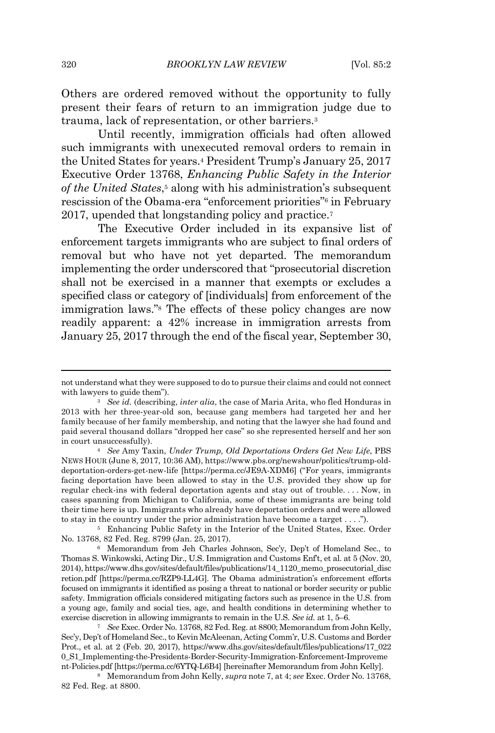Others are ordered removed without the opportunity to fully present their fears of return to an immigration judge due to trauma, lack of representation, or other barriers.[3]

Until recently, immigration officials had often allowed such immigrants with unexecuted removal orders to remain in the United States for years.[4] President Trump's January 25, 2017 Executive Order 13768, *Enhancing Public Safety in the Interior of the United States*,[5] along with his administration's subsequent rescission of the Obama-era "enforcement priorities"[6] in February 2017, upended that longstanding policy and practice.[7]

The Executive Order included in its expansive list of enforcement targets immigrants who are subject to final orders of removal but who have not yet departed. The memorandum implementing the order underscored that "prosecutorial discretion shall not be exercised in a manner that exempts or excludes a specified class or category of [individuals] from enforcement of the immigration laws."[8] The effects of these policy changes are now readily apparent: a 42% increase in immigration arrests from January 25, 2017 through the end of the fiscal year, September 30,

---

not understand what they were supposed to do to pursue their claims and could not connect with lawyers to guide them").

[3] *See id.* (describing, *inter alia*, the case of Maria Arita, who fled Honduras in 2013 with her three-year-old son, because gang members had targeted her and her family because of her family membership, and noting that the lawyer she had found and paid several thousand dollars "dropped her case" so she represented herself and her son in court unsuccessfully).

[4] *See* Amy Taxin, *Under Trump, Old Deportations Orders Get New Life*, PBS NEWS HOUR (June 8, 2017, 10:36 AM), https://www.pbs.org/newshour/politics/trump-old-deportation-orders-get-new-life [https://perma.cc/JE9A-XDM6] ("For years, immigrants facing deportation have been allowed to stay in the U.S. provided they show up for regular check-ins with federal deportation agents and stay out of trouble. . . . Now, in cases spanning from Michigan to California, some of these immigrants are being told their time here is up. Immigrants who already have deportation orders and were allowed to stay in the country under the prior administration have become a target . . . .").

[5] Enhancing Public Safety in the Interior of the United States, Exec. Order No. 13768, 82 Fed. Reg. 8799 (Jan. 25, 2017).

[6] Memorandum from Jeh Charles Johnson, Sec'y, Dep't of Homeland Sec., to Thomas S. Winkowski, Acting Dir., U.S. Immigration and Customs Enf't, et al. at 5 (Nov. 20, 2014), https://www.dhs.gov/sites/default/files/publications/14_1120_memo_prosecutorial_discretion.pdf [https://perma.cc/RZP9-LL4G]. The Obama administration's enforcement efforts focused on immigrants it identified as posing a threat to national or border security or public safety. Immigration officials considered mitigating factors such as presence in the U.S. from a young age, family and social ties, age, and health conditions in determining whether to exercise discretion in allowing immigrants to remain in the U.S. *See id.* at 1, 5–6.

[7] *See* Exec. Order No. 13768, 82 Fed. Reg. at 8800; Memorandum from John Kelly, Sec'y, Dep't of Homeland Sec., to Kevin McAleenan, Acting Comm'r, U.S. Customs and Border Prot., et al. at 2 (Feb. 20, 2017), https://www.dhs.gov/sites/default/files/publications/17_0220_S1_Implementing-the-Presidents-Border-Security-Immigration-Enforcement-Improvement-Policies.pdf [https://perma.cc/6YTQ-L6B4] [hereinafter Memorandum from John Kelly].

[8] Memorandum from John Kelly, *supra* note 7, at 4; *see* Exec. Order No. 13768, 82 Fed. Reg. at 8800.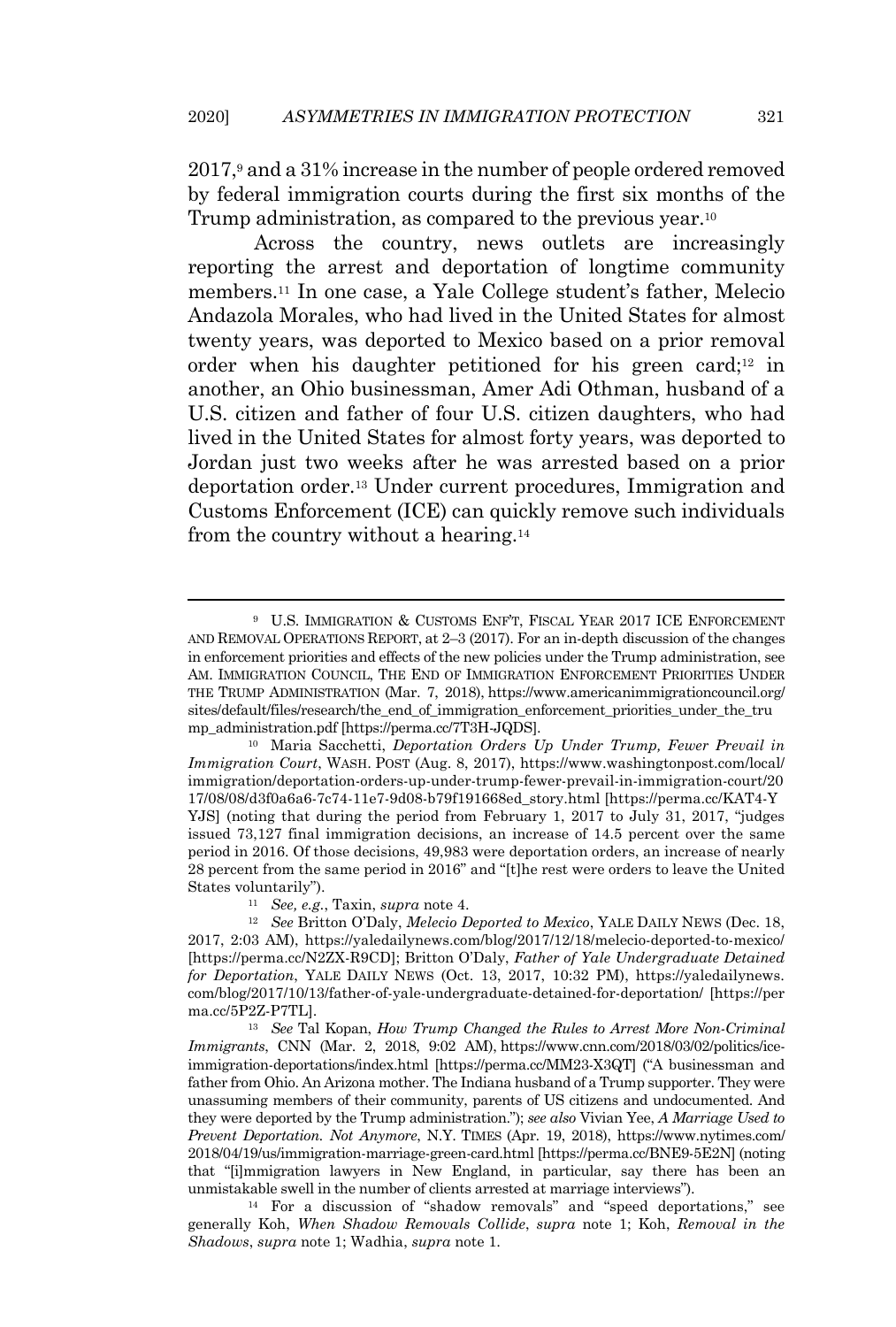2017,[9] and a 31% increase in the number of people ordered removed by federal immigration courts during the first six months of the Trump administration, as compared to the previous year.[10]

Across the country, news outlets are increasingly reporting the arrest and deportation of longtime community members.[11] In one case, a Yale College student's father, Melecio Andazola Morales, who had lived in the United States for almost twenty years, was deported to Mexico based on a prior removal order when his daughter petitioned for his green card;[12] in another, an Ohio businessman, Amer Adi Othman, husband of a U.S. citizen and father of four U.S. citizen daughters, who had lived in the United States for almost forty years, was deported to Jordan just two weeks after he was arrested based on a prior deportation order.[13] Under current procedures, Immigration and Customs Enforcement (ICE) can quickly remove such individuals from the country without a hearing.[14]

---

[9] U.S. IMMIGRATION & CUSTOMS ENF'T, FISCAL YEAR 2017 ICE ENFORCEMENT AND REMOVAL OPERATIONS REPORT, at 2–3 (2017). For an in-depth discussion of the changes in enforcement priorities and effects of the new policies under the Trump administration, see AM. IMMIGRATION COUNCIL, THE END OF IMMIGRATION ENFORCEMENT PRIORITIES UNDER THE TRUMP ADMINISTRATION (Mar. 7, 2018), https://www.americanimmigrationcouncil.org/sites/default/files/research/the_end_of_immigration_enforcement_priorities_under_the_trump_administration.pdf [https://perma.cc/7T3H-JQDS].

[10] Maria Sacchetti, *Deportation Orders Up Under Trump, Fewer Prevail in Immigration Court*, WASH. POST (Aug. 8, 2017), https://www.washingtonpost.com/local/immigration/deportation-orders-up-under-trump-fewer-prevail-in-immigration-court/2017/08/08/d3f0a6a6-7c74-11e7-9d08-b79f191668ed_story.html [https://perma.cc/KAT4-YYJS] (noting that during the period from February 1, 2017 to July 31, 2017, "judges issued 73,127 final immigration decisions, an increase of 14.5 percent over the same period in 2016. Of those decisions, 49,983 were deportation orders, an increase of nearly 28 percent from the same period in 2016" and "[t]he rest were orders to leave the United States voluntarily").

[11] *See, e.g.*, Taxin, *supra* note 4.

[12] *See* Britton O'Daly, *Melecio Deported to Mexico*, YALE DAILY NEWS (Dec. 18, 2017, 2:03 AM), https://yaledailynews.com/blog/2017/12/18/melecio-deported-to-mexico/ [https://perma.cc/N2ZX-R9CD]; Britton O'Daly, *Father of Yale Undergraduate Detained for Deportation*, YALE DAILY NEWS (Oct. 13, 2017, 10:32 PM), https://yaledailynews.com/blog/2017/10/13/father-of-yale-undergraduate-detained-for-deportation/ [https://perma.cc/5P2Z-P7TL].

[13] *See* Tal Kopan, *How Trump Changed the Rules to Arrest More Non-Criminal Immigrants*, CNN (Mar. 2, 2018, 9:02 AM), https://www.cnn.com/2018/03/02/politics/ice-immigration-deportations/index.html [https://perma.cc/MM23-X3QT] ("A businessman and father from Ohio. An Arizona mother. The Indiana husband of a Trump supporter. They were unassuming members of their community, parents of US citizens and undocumented. And they were deported by the Trump administration."); *see also* Vivian Yee, *A Marriage Used to Prevent Deportation. Not Anymore*, N.Y. TIMES (Apr. 19, 2018), https://www.nytimes.com/2018/04/19/us/immigration-marriage-green-card.html [https://perma.cc/BNE9-5E2N] (noting that "[i]mmigration lawyers in New England, in particular, say there has been an unmistakable swell in the number of clients arrested at marriage interviews").

[14] For a discussion of "shadow removals" and "speed deportations," see generally Koh, *When Shadow Removals Collide*, *supra* note 1; Koh, *Removal in the Shadows*, *supra* note 1; Wadhia, *supra* note 1.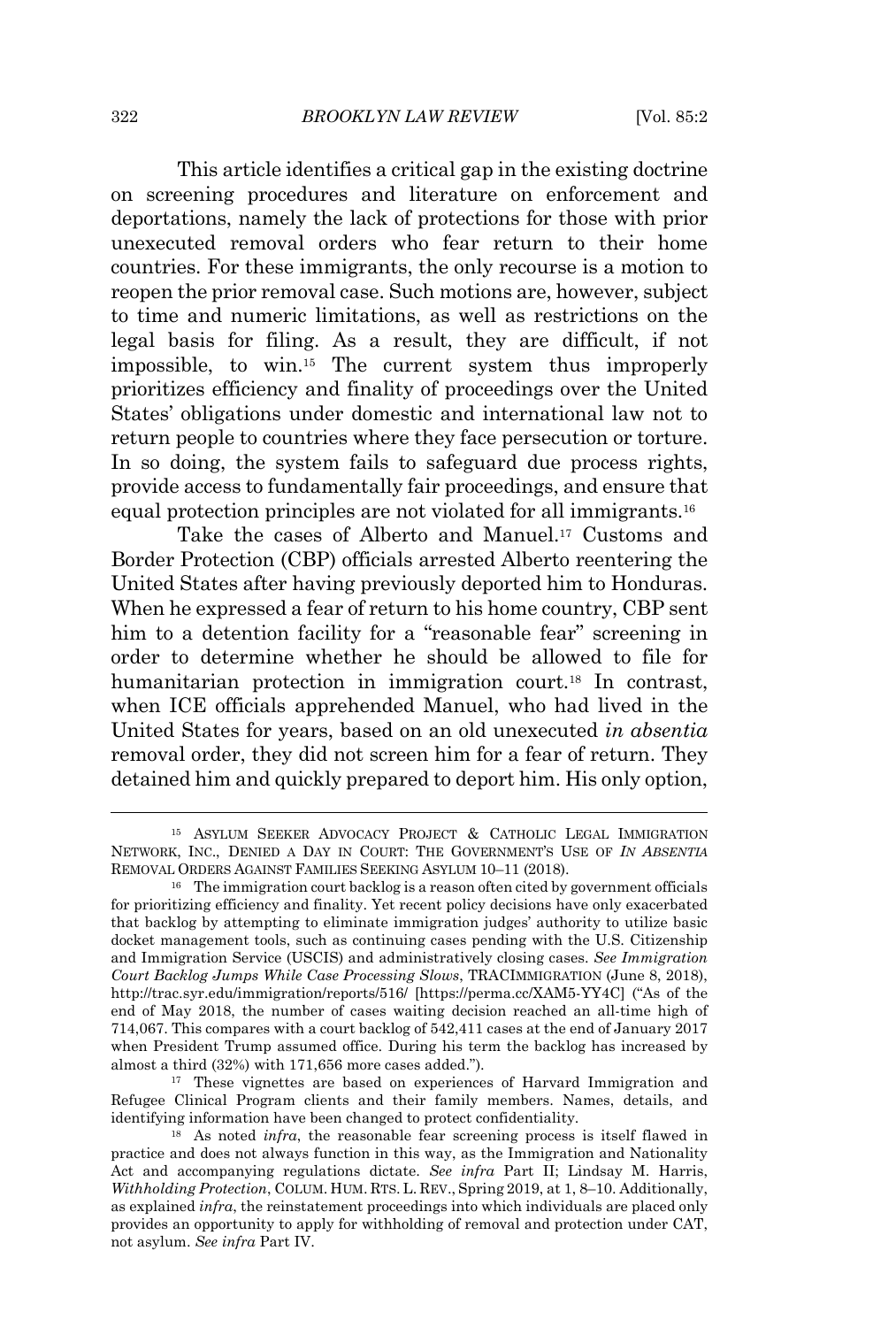This article identifies a critical gap in the existing doctrine on screening procedures and literature on enforcement and deportations, namely the lack of protections for those with prior unexecuted removal orders who fear return to their home countries. For these immigrants, the only recourse is a motion to reopen the prior removal case. Such motions are, however, subject to time and numeric limitations, as well as restrictions on the legal basis for filing. As a result, they are difficult, if not impossible, to win.[15] The current system thus improperly prioritizes efficiency and finality of proceedings over the United States' obligations under domestic and international law not to return people to countries where they face persecution or torture. In so doing, the system fails to safeguard due process rights, provide access to fundamentally fair proceedings, and ensure that equal protection principles are not violated for all immigrants.[16]

Take the cases of Alberto and Manuel.[17] Customs and Border Protection (CBP) officials arrested Alberto reentering the United States after having previously deported him to Honduras. When he expressed a fear of return to his home country, CBP sent him to a detention facility for a "reasonable fear" screening in order to determine whether he should be allowed to file for humanitarian protection in immigration court.[18] In contrast, when ICE officials apprehended Manuel, who had lived in the United States for years, based on an old unexecuted *in absentia* removal order, they did not screen him for a fear of return. They detained him and quickly prepared to deport him. His only option,

---

[15] ASYLUM SEEKER ADVOCACY PROJECT & CATHOLIC LEGAL IMMIGRATION NETWORK, INC., DENIED A DAY IN COURT: THE GOVERNMENT'S USE OF *IN ABSENTIA* REMOVAL ORDERS AGAINST FAMILIES SEEKING ASYLUM 10–11 (2018).

[16] The immigration court backlog is a reason often cited by government officials for prioritizing efficiency and finality. Yet recent policy decisions have only exacerbated that backlog by attempting to eliminate immigration judges' authority to utilize basic docket management tools, such as continuing cases pending with the U.S. Citizenship and Immigration Service (USCIS) and administratively closing cases. *See Immigration Court Backlog Jumps While Case Processing Slows*, TRACIMMIGRATION (June 8, 2018), http://trac.syr.edu/immigration/reports/516/ [https://perma.cc/XAM5-YY4C] ("As of the end of May 2018, the number of cases waiting decision reached an all-time high of 714,067. This compares with a court backlog of 542,411 cases at the end of January 2017 when President Trump assumed office. During his term the backlog has increased by almost a third (32%) with 171,656 more cases added.").

[17] These vignettes are based on experiences of Harvard Immigration and Refugee Clinical Program clients and their family members. Names, details, and identifying information have been changed to protect confidentiality.

[18] As noted *infra*, the reasonable fear screening process is itself flawed in practice and does not always function in this way, as the Immigration and Nationality Act and accompanying regulations dictate. *See infra* Part II; Lindsay M. Harris, *Withholding Protection*, COLUM. HUM. RTS. L. REV., Spring 2019, at 1, 8–10. Additionally, as explained *infra*, the reinstatement proceedings into which individuals are placed only provides an opportunity to apply for withholding of removal and protection under CAT, not asylum. *See infra* Part IV.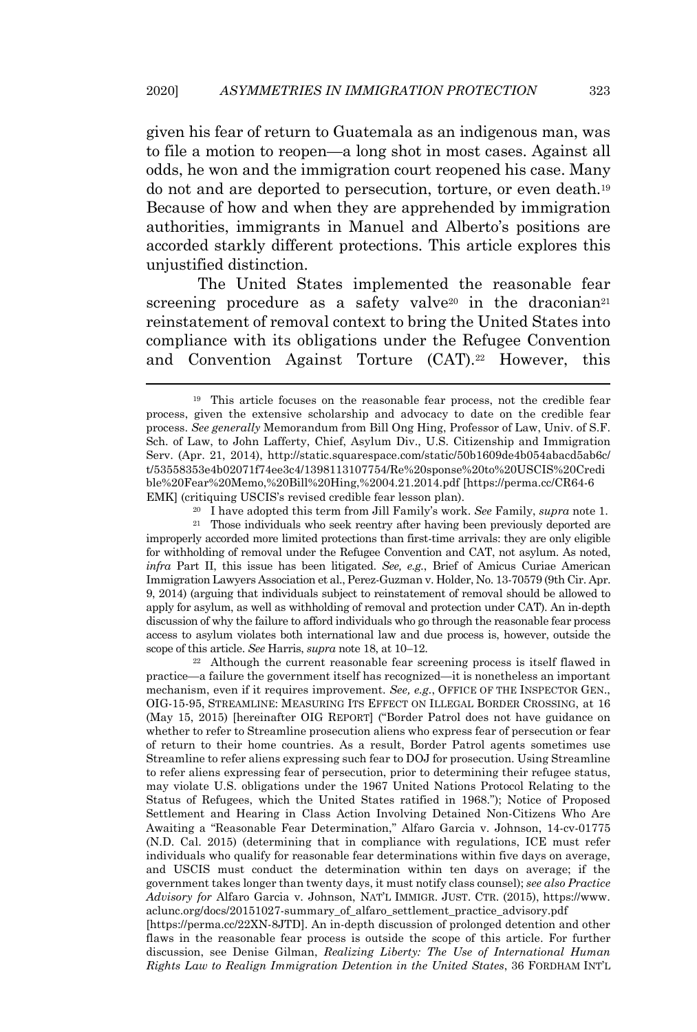given his fear of return to Guatemala as an indigenous man, was to file a motion to reopen—a long shot in most cases. Against all odds, he won and the immigration court reopened his case. Many do not and are deported to persecution, torture, or even death.[19] Because of how and when they are apprehended by immigration authorities, immigrants in Manuel and Alberto's positions are accorded starkly different protections. This article explores this unjustified distinction.

The United States implemented the reasonable fear screening procedure as a safety valve[20] in the draconian[21] reinstatement of removal context to bring the United States into compliance with its obligations under the Refugee Convention and Convention Against Torture (CAT).[22] However, this

---

[19] This article focuses on the reasonable fear process, not the credible fear process, given the extensive scholarship and advocacy to date on the credible fear process. *See generally* Memorandum from Bill Ong Hing, Professor of Law, Univ. of S.F. Sch. of Law, to John Lafferty, Chief, Asylum Div., U.S. Citizenship and Immigration Serv. (Apr. 21, 2014), http://static.squarespace.com/static/50b1609de4b054abacd5ab6c/t/53558353e4b02071f74ee3c4/1398113107754/Re%20sponse%20to%20USCIS%20Credible%20Fear%20Memo,%20Bill%20Hing,%2004.21.2014.pdf [https://perma.cc/CR64-6EMK] (critiquing USCIS's revised credible fear lesson plan).

[20] I have adopted this term from Jill Family's work. *See* Family, *supra* note 1.

[21] Those individuals who seek reentry after having been previously deported are improperly accorded more limited protections than first-time arrivals: they are only eligible for withholding of removal under the Refugee Convention and CAT, not asylum. As noted, *infra* Part II, this issue has been litigated. *See, e.g.*, Brief of Amicus Curiae American Immigration Lawyers Association et al., Perez-Guzman v. Holder, No. 13-70579 (9th Cir. Apr. 9, 2014) (arguing that individuals subject to reinstatement of removal should be allowed to apply for asylum, as well as withholding of removal and protection under CAT). An in-depth discussion of why the failure to afford individuals who go through the reasonable fear process access to asylum violates both international law and due process is, however, outside the scope of this article. *See* Harris, *supra* note 18, at 10–12.

[22] Although the current reasonable fear screening process is itself flawed in practice—a failure the government itself has recognized—it is nonetheless an important mechanism, even if it requires improvement. *See, e.g.*, OFFICE OF THE INSPECTOR GEN., OIG-15-95, STREAMLINE: MEASURING ITS EFFECT ON ILLEGAL BORDER CROSSING, at 16 (May 15, 2015) [hereinafter OIG REPORT] ("Border Patrol does not have guidance on whether to refer to Streamline prosecution aliens who express fear of persecution or fear of return to their home countries. As a result, Border Patrol agents sometimes use Streamline to refer aliens expressing such fear to DOJ for prosecution. Using Streamline to refer aliens expressing fear of persecution, prior to determining their refugee status, may violate U.S. obligations under the 1967 United Nations Protocol Relating to the Status of Refugees, which the United States ratified in 1968."); Notice of Proposed Settlement and Hearing in Class Action Involving Detained Non-Citizens Who Are Awaiting a "Reasonable Fear Determination," Alfaro Garcia v. Johnson, 14-cv-01775 (N.D. Cal. 2015) (determining that in compliance with regulations, ICE must refer individuals who qualify for reasonable fear determinations within five days on average, and USCIS must conduct the determination within ten days on average; if the government takes longer than twenty days, it must notify class counsel); *see also Practice Advisory for* Alfaro Garcia v. Johnson, NAT'L IMMIGR. JUST. CTR. (2015), https://www.aclunc.org/docs/20151027-summary_of_alfaro_settlement_practice_advisory.pdf [https://perma.cc/22XN-8JTD]. An in-depth discussion of prolonged detention and other flaws in the reasonable fear process is outside the scope of this article. For further discussion, see Denise Gilman, *Realizing Liberty: The Use of International Human Rights Law to Realign Immigration Detention in the United States*, 36 FORDHAM INT'L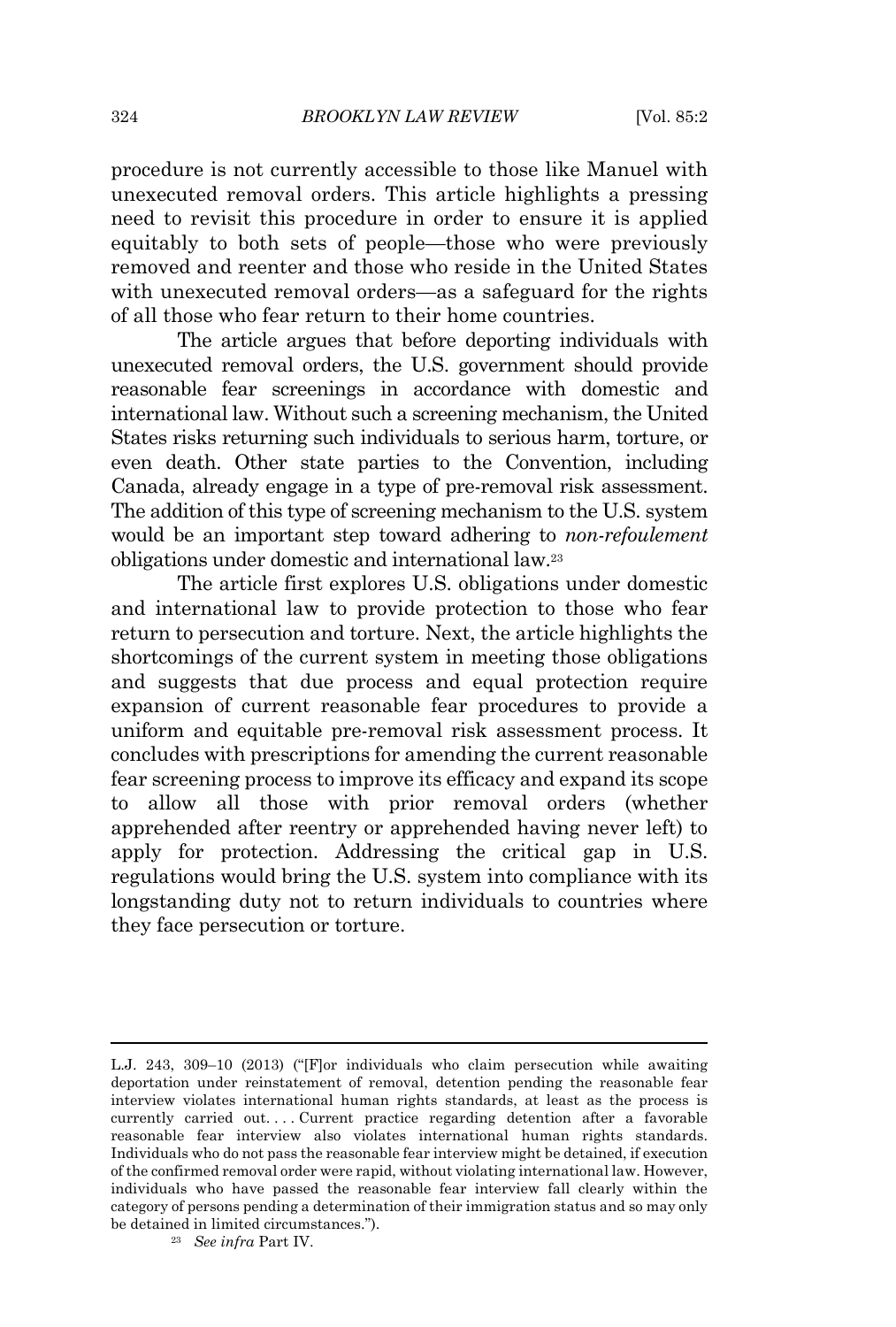procedure is not currently accessible to those like Manuel with unexecuted removal orders. This article highlights a pressing need to revisit this procedure in order to ensure it is applied equitably to both sets of people—those who were previously removed and reenter and those who reside in the United States with unexecuted removal orders—as a safeguard for the rights of all those who fear return to their home countries.

The article argues that before deporting individuals with unexecuted removal orders, the U.S. government should provide reasonable fear screenings in accordance with domestic and international law. Without such a screening mechanism, the United States risks returning such individuals to serious harm, torture, or even death. Other state parties to the Convention, including Canada, already engage in a type of pre-removal risk assessment. The addition of this type of screening mechanism to the U.S. system would be an important step toward adhering to *non-refoulement* obligations under domestic and international law.[23]

The article first explores U.S. obligations under domestic and international law to provide protection to those who fear return to persecution and torture. Next, the article highlights the shortcomings of the current system in meeting those obligations and suggests that due process and equal protection require expansion of current reasonable fear procedures to provide a uniform and equitable pre-removal risk assessment process. It concludes with prescriptions for amending the current reasonable fear screening process to improve its efficacy and expand its scope to allow all those with prior removal orders (whether apprehended after reentry or apprehended having never left) to apply for protection. Addressing the critical gap in U.S. regulations would bring the U.S. system into compliance with its longstanding duty not to return individuals to countries where they face persecution or torture.

---

L.J. 243, 309–10 (2013) ("[F]or individuals who claim persecution while awaiting deportation under reinstatement of removal, detention pending the reasonable fear interview violates international human rights standards, at least as the process is currently carried out. . . . Current practice regarding detention after a favorable reasonable fear interview also violates international human rights standards. Individuals who do not pass the reasonable fear interview might be detained, if execution of the confirmed removal order were rapid, without violating international law. However, individuals who have passed the reasonable fear interview fall clearly within the category of persons pending a determination of their immigration status and so may only be detained in limited circumstances.").

[23] *See infra* Part IV.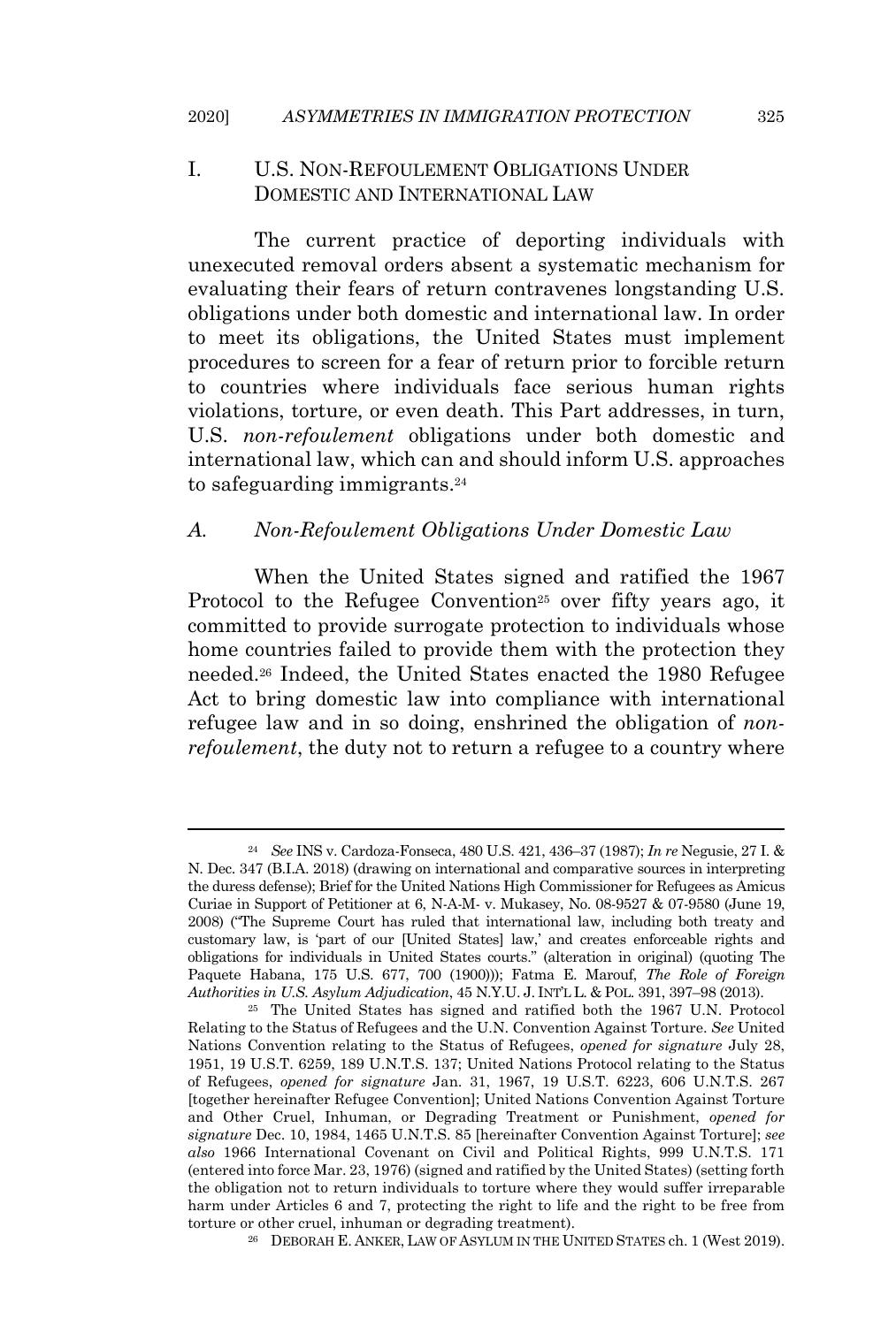## I. U.S. NON-REFOULEMENT OBLIGATIONS UNDER DOMESTIC AND INTERNATIONAL LAW

The current practice of deporting individuals with unexecuted removal orders absent a systematic mechanism for evaluating their fears of return contravenes longstanding U.S. obligations under both domestic and international law. In order to meet its obligations, the United States must implement procedures to screen for a fear of return prior to forcible return to countries where individuals face serious human rights violations, torture, or even death. This Part addresses, in turn, U.S. *non-refoulement* obligations under both domestic and international law, which can and should inform U.S. approaches to safeguarding immigrants.[24]

### *A. Non-Refoulement Obligations Under Domestic Law*

When the United States signed and ratified the 1967 Protocol to the Refugee Convention[25] over fifty years ago, it committed to provide surrogate protection to individuals whose home countries failed to provide them with the protection they needed.[26] Indeed, the United States enacted the 1980 Refugee Act to bring domestic law into compliance with international refugee law and in so doing, enshrined the obligation of *non-refoulement*, the duty not to return a refugee to a country where

---

[24] *See* INS v. Cardoza-Fonseca, 480 U.S. 421, 436–37 (1987); *In re* Negusie, 27 I. & N. Dec. 347 (B.I.A. 2018) (drawing on international and comparative sources in interpreting the duress defense); Brief for the United Nations High Commissioner for Refugees as Amicus Curiae in Support of Petitioner at 6, N-A-M- v. Mukasey, No. 08-9527 & 07-9580 (June 19, 2008) ("The Supreme Court has ruled that international law, including both treaty and customary law, is 'part of our [United States] law,' and creates enforceable rights and obligations for individuals in United States courts." (alteration in original) (quoting The Paquete Habana, 175 U.S. 677, 700 (1900))); Fatma E. Marouf, *The Role of Foreign Authorities in U.S. Asylum Adjudication*, 45 N.Y.U. J. INT'L L. & POL. 391, 397–98 (2013).

[25] The United States has signed and ratified both the 1967 U.N. Protocol Relating to the Status of Refugees and the U.N. Convention Against Torture. *See* United Nations Convention relating to the Status of Refugees, *opened for signature* July 28, 1951, 19 U.S.T. 6259, 189 U.N.T.S. 137; United Nations Protocol relating to the Status of Refugees, *opened for signature* Jan. 31, 1967, 19 U.S.T. 6223, 606 U.N.T.S. 267 [together hereinafter Refugee Convention]; United Nations Convention Against Torture and Other Cruel, Inhuman, or Degrading Treatment or Punishment, *opened for signature* Dec. 10, 1984, 1465 U.N.T.S. 85 [hereinafter Convention Against Torture]; *see also* 1966 International Covenant on Civil and Political Rights, 999 U.N.T.S. 171 (entered into force Mar. 23, 1976) (signed and ratified by the United States) (setting forth the obligation not to return individuals to torture where they would suffer irreparable harm under Articles 6 and 7, protecting the right to life and the right to be free from torture or other cruel, inhuman or degrading treatment).

[26] DEBORAH E. ANKER, LAW OF ASYLUM IN THE UNITED STATES ch. 1 (West 2019).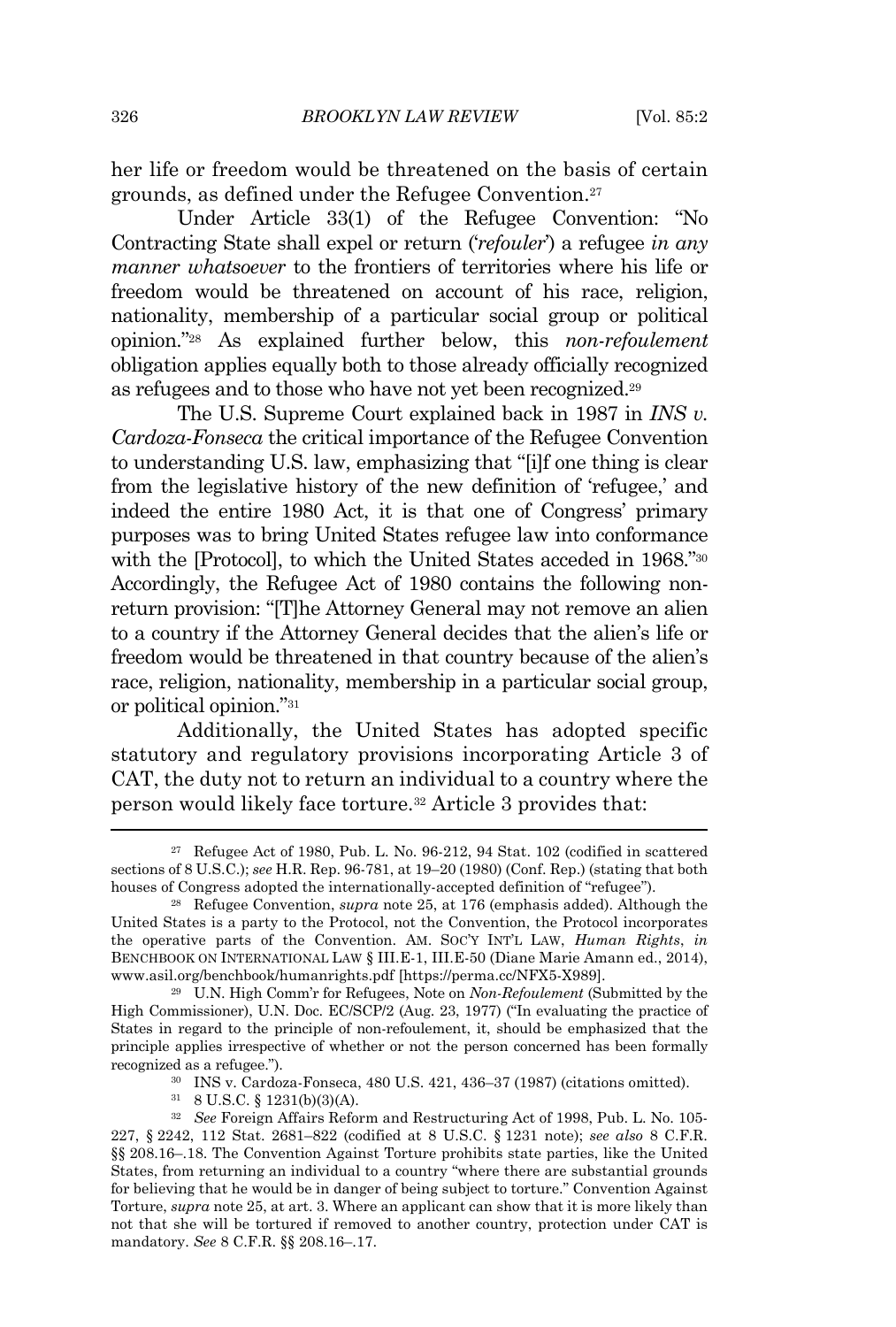her life or freedom would be threatened on the basis of certain grounds, as defined under the Refugee Convention.[27]

Under Article 33(1) of the Refugee Convention: "No Contracting State shall expel or return ('*refouler*') a refugee *in any manner whatsoever* to the frontiers of territories where his life or freedom would be threatened on account of his race, religion, nationality, membership of a particular social group or political opinion."[28] As explained further below, this *non-refoulement* obligation applies equally both to those already officially recognized as refugees and to those who have not yet been recognized.[29]

The U.S. Supreme Court explained back in 1987 in *INS v. Cardoza-Fonseca* the critical importance of the Refugee Convention to understanding U.S. law, emphasizing that "[i]f one thing is clear from the legislative history of the new definition of 'refugee,' and indeed the entire 1980 Act, it is that one of Congress' primary purposes was to bring United States refugee law into conformance with the [Protocol], to which the United States acceded in 1968."[30] Accordingly, the Refugee Act of 1980 contains the following non-return provision: "[T]he Attorney General may not remove an alien to a country if the Attorney General decides that the alien's life or freedom would be threatened in that country because of the alien's race, religion, nationality, membership in a particular social group, or political opinion."[31]

Additionally, the United States has adopted specific statutory and regulatory provisions incorporating Article 3 of CAT, the duty not to return an individual to a country where the person would likely face torture.[32] Article 3 provides that:

---

[27] Refugee Act of 1980, Pub. L. No. 96-212, 94 Stat. 102 (codified in scattered sections of 8 U.S.C.); *see* H.R. Rep. 96-781, at 19–20 (1980) (Conf. Rep.) (stating that both houses of Congress adopted the internationally-accepted definition of "refugee").

[28] Refugee Convention, *supra* note 25, at 176 (emphasis added). Although the United States is a party to the Protocol, not the Convention, the Protocol incorporates the operative parts of the Convention. AM. SOC'Y INT'L LAW, *Human Rights*, *in* BENCHBOOK ON INTERNATIONAL LAW § III.E-1, III.E-50 (Diane Marie Amann ed., 2014), www.asil.org/benchbook/humanrights.pdf [https://perma.cc/NFX5-X989].

[29] U.N. High Comm'r for Refugees, Note on *Non-Refoulement* (Submitted by the High Commissioner), U.N. Doc. EC/SCP/2 (Aug. 23, 1977) ("In evaluating the practice of States in regard to the principle of non-refoulement, it, should be emphasized that the principle applies irrespective of whether or not the person concerned has been formally recognized as a refugee.").

[30] INS v. Cardoza-Fonseca, 480 U.S. 421, 436–37 (1987) (citations omitted).

[31] 8 U.S.C. § 1231(b)(3)(A).

[32] *See* Foreign Affairs Reform and Restructuring Act of 1998, Pub. L. No. 105-227, § 2242, 112 Stat. 2681–822 (codified at 8 U.S.C. § 1231 note); *see also* 8 C.F.R. §§ 208.16–.18. The Convention Against Torture prohibits state parties, like the United States, from returning an individual to a country "where there are substantial grounds for believing that he would be in danger of being subject to torture." Convention Against Torture, *supra* note 25, at art. 3. Where an applicant can show that it is more likely than not that she will be tortured if removed to another country, protection under CAT is mandatory. *See* 8 C.F.R. §§ 208.16–.17.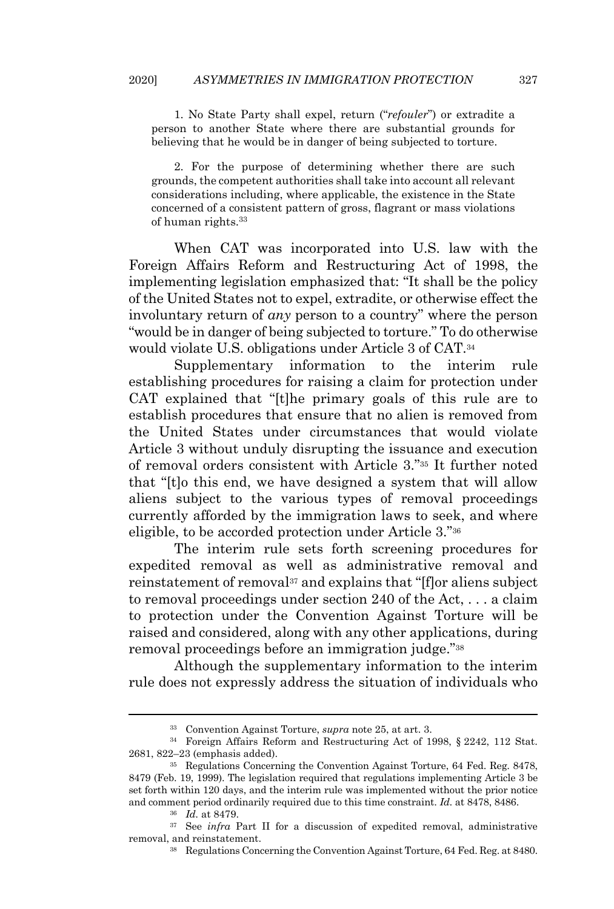> 1. No State Party shall expel, return ("*refouler*") or extradite a person to another State where there are substantial grounds for believing that he would be in danger of being subjected to torture.
>
> 2. For the purpose of determining whether there are such grounds, the competent authorities shall take into account all relevant considerations including, where applicable, the existence in the State concerned of a consistent pattern of gross, flagrant or mass violations of human rights.[33]

When CAT was incorporated into U.S. law with the Foreign Affairs Reform and Restructuring Act of 1998, the implementing legislation emphasized that: "It shall be the policy of the United States not to expel, extradite, or otherwise effect the involuntary return of *any* person to a country" where the person "would be in danger of being subjected to torture." To do otherwise would violate U.S. obligations under Article 3 of CAT.[34]

Supplementary information to the interim rule establishing procedures for raising a claim for protection under CAT explained that "[t]he primary goals of this rule are to establish procedures that ensure that no alien is removed from the United States under circumstances that would violate Article 3 without unduly disrupting the issuance and execution of removal orders consistent with Article 3."[35] It further noted that "[t]o this end, we have designed a system that will allow aliens subject to the various types of removal proceedings currently afforded by the immigration laws to seek, and where eligible, to be accorded protection under Article 3."[36]

The interim rule sets forth screening procedures for expedited removal as well as administrative removal and reinstatement of removal[37] and explains that "[f]or aliens subject to removal proceedings under section 240 of the Act, . . . a claim to protection under the Convention Against Torture will be raised and considered, along with any other applications, during removal proceedings before an immigration judge."[38]

Although the supplementary information to the interim rule does not expressly address the situation of individuals who

---

[33] Convention Against Torture, *supra* note 25, at art. 3.

[34] Foreign Affairs Reform and Restructuring Act of 1998, § 2242, 112 Stat. 2681, 822–23 (emphasis added).

[35] Regulations Concerning the Convention Against Torture, 64 Fed. Reg. 8478, 8479 (Feb. 19, 1999). The legislation required that regulations implementing Article 3 be set forth within 120 days, and the interim rule was implemented without the prior notice and comment period ordinarily required due to this time constraint. *Id.* at 8478, 8486.

[36] *Id.* at 8479.

[37] See *infra* Part II for a discussion of expedited removal, administrative removal, and reinstatement.

[38] Regulations Concerning the Convention Against Torture, 64 Fed. Reg. at 8480.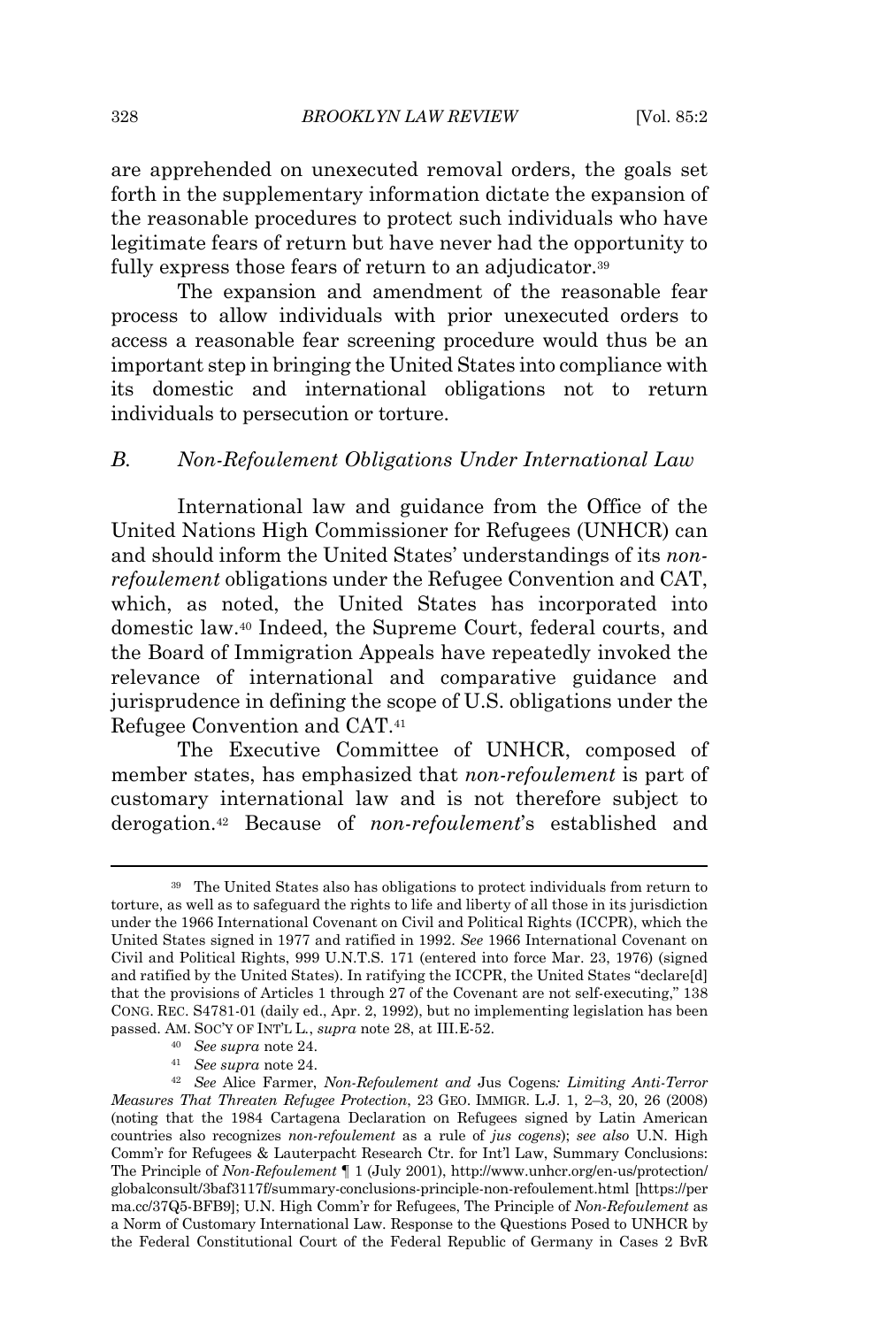are apprehended on unexecuted removal orders, the goals set forth in the supplementary information dictate the expansion of the reasonable procedures to protect such individuals who have legitimate fears of return but have never had the opportunity to fully express those fears of return to an adjudicator.[39]

The expansion and amendment of the reasonable fear process to allow individuals with prior unexecuted orders to access a reasonable fear screening procedure would thus be an important step in bringing the United States into compliance with its domestic and international obligations not to return individuals to persecution or torture.

### B. *Non-Refoulement* Obligations Under International Law

International law and guidance from the Office of the United Nations High Commissioner for Refugees (UNHCR) can and should inform the United States' understandings of its *non-refoulement* obligations under the Refugee Convention and CAT, which, as noted, the United States has incorporated into domestic law.[40] Indeed, the Supreme Court, federal courts, and the Board of Immigration Appeals have repeatedly invoked the relevance of international and comparative guidance and jurisprudence in defining the scope of U.S. obligations under the Refugee Convention and CAT.[41]

The Executive Committee of UNHCR, composed of member states, has emphasized that *non-refoulement* is part of customary international law and is not therefore subject to derogation.[42] Because of *non-refoulement*'s established and

---

[39] The United States also has obligations to protect individuals from return to torture, as well as to safeguard the rights to life and liberty of all those in its jurisdiction under the 1966 International Covenant on Civil and Political Rights (ICCPR), which the United States signed in 1977 and ratified in 1992. *See* 1966 International Covenant on Civil and Political Rights, 999 U.N.T.S. 171 (entered into force Mar. 23, 1976) (signed and ratified by the United States). In ratifying the ICCPR, the United States "declare[d] that the provisions of Articles 1 through 27 of the Covenant are not self-executing," 138 CONG. REC. S4781-01 (daily ed., Apr. 2, 1992), but no implementing legislation has been passed. AM. SOC'Y OF INT'L L., *supra* note 28, at III.E-52.

[40] *See supra* note 24.

[41] *See supra* note 24.

[42] *See* Alice Farmer, *Non-Refoulement and* Jus Cogens*: Limiting Anti-Terror Measures That Threaten Refugee Protection*, 23 GEO. IMMIGR. L.J. 1, 2–3, 20, 26 (2008) (noting that the 1984 Cartagena Declaration on Refugees signed by Latin American countries also recognizes *non-refoulement* as a rule of *jus cogens*); *see also* U.N. High Comm'r for Refugees & Lauterpacht Research Ctr. for Int'l Law, Summary Conclusions: The Principle of *Non-Refoulement* ¶ 1 (July 2001), http://www.unhcr.org/en-us/protection/globalconsult/3baf3117f/summary-conclusions-principle-non-refoulement.html [https://perma.cc/37Q5-BFB9]; U.N. High Comm'r for Refugees, The Principle of *Non-Refoulement* as a Norm of Customary International Law. Response to the Questions Posed to UNHCR by the Federal Constitutional Court of the Federal Republic of Germany in Cases 2 BvR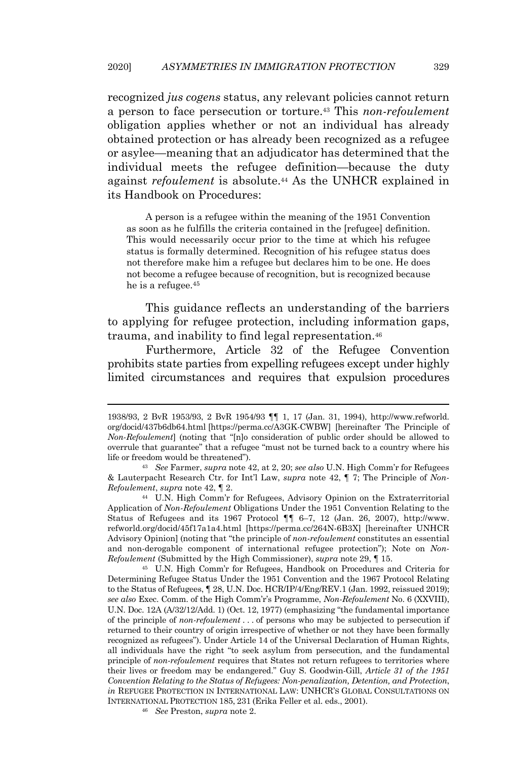recognized *jus cogens* status, any relevant policies cannot return a person to face persecution or torture.[43] This *non-refoulement* obligation applies whether or not an individual has already obtained protection or has already been recognized as a refugee or asylee—meaning that an adjudicator has determined that the individual meets the refugee definition—because the duty against *refoulement* is absolute.[44] As the UNHCR explained in its Handbook on Procedures:

> A person is a refugee within the meaning of the 1951 Convention as soon as he fulfills the criteria contained in the [refugee] definition. This would necessarily occur prior to the time at which his refugee status is formally determined. Recognition of his refugee status does not therefore make him a refugee but declares him to be one. He does not become a refugee because of recognition, but is recognized because he is a refugee.[45]

This guidance reflects an understanding of the barriers to applying for refugee protection, including information gaps, trauma, and inability to find legal representation.[46]

Furthermore, Article 32 of the Refugee Convention prohibits state parties from expelling refugees except under highly limited circumstances and requires that expulsion procedures

---

1938/93, 2 BvR 1953/93, 2 BvR 1954/93 ¶¶ 1, 17 (Jan. 31, 1994), http://www.refworld.org/docid/437b6db64.html [https://perma.cc/A3GK-CWBW] [hereinafter The Principle of *Non-Refoulement*] (noting that "[n]o consideration of public order should be allowed to overrule that guarantee" that a refugee "must not be turned back to a country where his life or freedom would be threatened").

[43] *See* Farmer, *supra* note 42, at 2, 20; *see also* U.N. High Comm'r for Refugees & Lauterpacht Research Ctr. for Int'l Law, *supra* note 42, ¶ 7; The Principle of *Non-Refoulement*, *supra* note 42, ¶ 2.

[44] U.N. High Comm'r for Refugees, Advisory Opinion on the Extraterritorial Application of *Non-Refoulement* Obligations Under the 1951 Convention Relating to the Status of Refugees and its 1967 Protocol ¶¶ 6–7, 12 (Jan. 26, 2007), http://www.refworld.org/docid/45f17a1a4.html [https://perma.cc/264N-6B3X] [hereinafter UNHCR Advisory Opinion] (noting that "the principle of *non-refoulement* constitutes an essential and non-derogable component of international refugee protection"); Note on *Non-Refoulement* (Submitted by the High Commissioner), *supra* note 29, ¶ 15.

[45] U.N. High Comm'r for Refugees, Handbook on Procedures and Criteria for Determining Refugee Status Under the 1951 Convention and the 1967 Protocol Relating to the Status of Refugees, ¶ 28, U.N. Doc. HCR/IP/4/Eng/REV.1 (Jan. 1992, reissued 2019); *see also* Exec. Comm. of the High Comm'r's Programme, *Non-Refoulement* No. 6 (XXVIII), U.N. Doc. 12A (A/32/12/Add. 1) (Oct. 12, 1977) (emphasizing "the fundamental importance of the principle of *non-refoulement* . . . of persons who may be subjected to persecution if returned to their country of origin irrespective of whether or not they have been formally recognized as refugees"). Under Article 14 of the Universal Declaration of Human Rights, all individuals have the right "to seek asylum from persecution, and the fundamental principle of *non-refoulement* requires that States not return refugees to territories where their lives or freedom may be endangered." Guy S. Goodwin-Gill, *Article 31 of the 1951 Convention Relating to the Status of Refugees: Non-penalization, Detention, and Protection*, *in* REFUGEE PROTECTION IN INTERNATIONAL LAW: UNHCR'S GLOBAL CONSULTATIONS ON INTERNATIONAL PROTECTION 185, 231 (Erika Feller et al. eds., 2001).

[46] *See* Preston, *supra* note 2.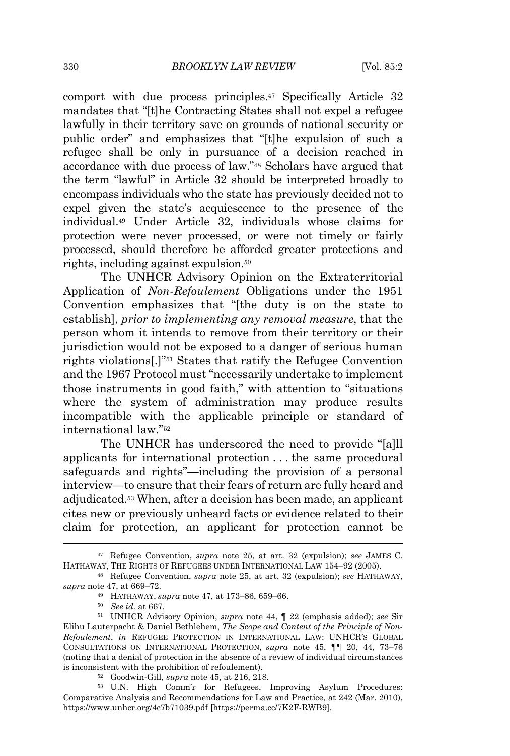comport with due process principles.[47] Specifically Article 32 mandates that "[t]he Contracting States shall not expel a refugee lawfully in their territory save on grounds of national security or public order" and emphasizes that "[t]he expulsion of such a refugee shall be only in pursuance of a decision reached in accordance with due process of law."[48] Scholars have argued that the term "lawful" in Article 32 should be interpreted broadly to encompass individuals who the state has previously decided not to expel given the state's acquiescence to the presence of the individual.[49] Under Article 32, individuals whose claims for protection were never processed, or were not timely or fairly processed, should therefore be afforded greater protections and rights, including against expulsion.[50]

The UNHCR Advisory Opinion on the Extraterritorial Application of *Non-Refoulement* Obligations under the 1951 Convention emphasizes that "[the duty is on the state to establish], *prior to implementing any removal measure*, that the person whom it intends to remove from their territory or their jurisdiction would not be exposed to a danger of serious human rights violations[.]"[51] States that ratify the Refugee Convention and the 1967 Protocol must "necessarily undertake to implement those instruments in good faith," with attention to "situations where the system of administration may produce results incompatible with the applicable principle or standard of international law."[52]

The UNHCR has underscored the need to provide "[a]ll applicants for international protection . . . the same procedural safeguards and rights"—including the provision of a personal interview—to ensure that their fears of return are fully heard and adjudicated.[53] When, after a decision has been made, an applicant cites new or previously unheard facts or evidence related to their claim for protection, an applicant for protection cannot be

---

[47] Refugee Convention, *supra* note 25, at art. 32 (expulsion); *see* JAMES C. HATHAWAY, THE RIGHTS OF REFUGEES UNDER INTERNATIONAL LAW 154–92 (2005).

[48] Refugee Convention, *supra* note 25, at art. 32 (expulsion); *see* HATHAWAY, *supra* note 47, at 669–72.

[49] HATHAWAY, *supra* note 47, at 173–86, 659–66.

[50] *See id.* at 667.

[51] UNHCR Advisory Opinion, *supra* note 44, ¶ 22 (emphasis added); *see* Sir Elihu Lauterpacht & Daniel Bethlehem, *The Scope and Content of the Principle of Non-Refoulement*, *in* REFUGEE PROTECTION IN INTERNATIONAL LAW: UNHCR'S GLOBAL CONSULTATIONS ON INTERNATIONAL PROTECTION, *supra* note 45, ¶¶ 20, 44, 73–76 (noting that a denial of protection in the absence of a review of individual circumstances is inconsistent with the prohibition of refoulement).

[52] Goodwin-Gill, *supra* note 45, at 216, 218.

[53] U.N. High Comm'r for Refugees, Improving Asylum Procedures: Comparative Analysis and Recommendations for Law and Practice, at 242 (Mar. 2010), https://www.unhcr.org/4c7b71039.pdf [https://perma.cc/7K2F-RWB9].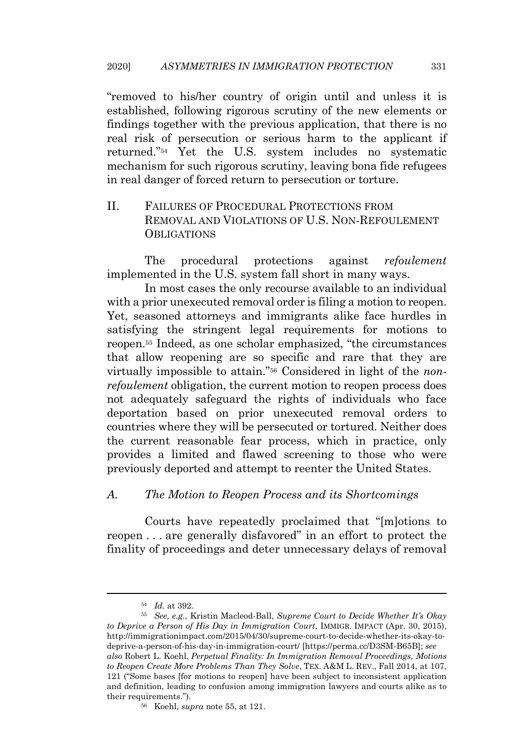"removed to his/her country of origin until and unless it is established, following rigorous scrutiny of the new elements or findings together with the previous application, that there is no real risk of persecution or serious harm to the applicant if returned."[54] Yet the U.S. system includes no systematic mechanism for such rigorous scrutiny, leaving bona fide refugees in real danger of forced return to persecution or torture.

## II. FAILURES OF PROCEDURAL PROTECTIONS FROM REMOVAL AND VIOLATIONS OF U.S. NON-REFOULEMENT OBLIGATIONS

The procedural protections against *refoulement* implemented in the U.S. system fall short in many ways.

In most cases the only recourse available to an individual with a prior unexecuted removal order is filing a motion to reopen. Yet, seasoned attorneys and immigrants alike face hurdles in satisfying the stringent legal requirements for motions to reopen.[55] Indeed, as one scholar emphasized, "the circumstances that allow reopening are so specific and rare that they are virtually impossible to attain."[56] Considered in light of the *non-refoulement* obligation, the current motion to reopen process does not adequately safeguard the rights of individuals who face deportation based on prior unexecuted removal orders to countries where they will be persecuted or tortured. Neither does the current reasonable fear process, which in practice, only provides a limited and flawed screening to those who were previously deported and attempt to reenter the United States.

### *A. The Motion to Reopen Process and its Shortcomings*

Courts have repeatedly proclaimed that "[m]otions to reopen . . . are generally disfavored" in an effort to protect the finality of proceedings and deter unnecessary delays of removal

---

[54] *Id.* at 392.

[55] *See, e.g.*, Kristin Macleod-Ball, *Supreme Court to Decide Whether It's Okay to Deprive a Person of His Day in Immigration Court*, IMMIGR. IMPACT (Apr. 30, 2015), http://immigrationimpact.com/2015/04/30/supreme-court-to-decide-whether-its-okay-to-deprive-a-person-of-his-day-in-immigration-court/ [https://perma.cc/D3SM-B65B]; *see also* Robert L. Koehl, *Perpetual Finality: In Immigration Removal Proceedings, Motions to Reopen Create More Problems Than They Solve*, TEX. A&M L. REV., Fall 2014, at 107, 121 ("Some bases [for motions to reopen] have been subject to inconsistent application and definition, leading to confusion among immigration lawyers and courts alike as to their requirements.").

[56] Koehl, *supra* note 55, at 121.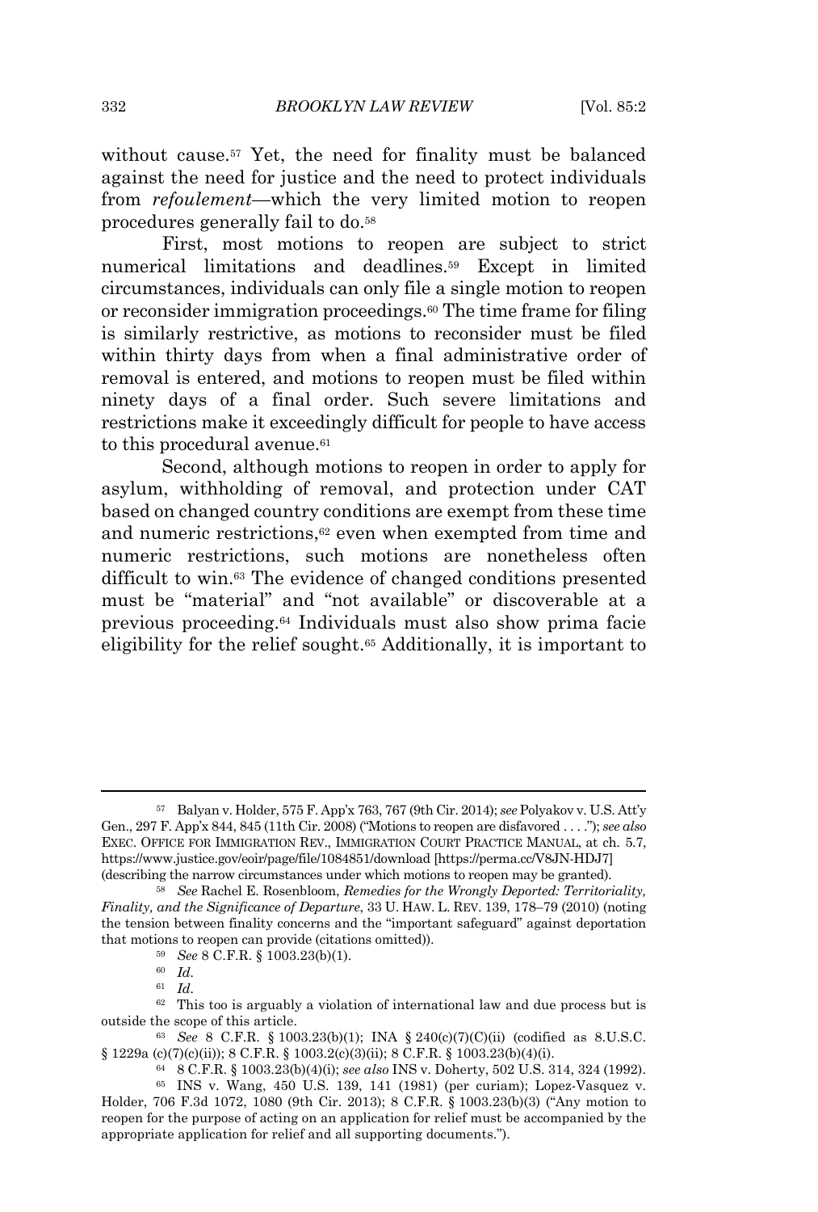without cause.[57] Yet, the need for finality must be balanced against the need for justice and the need to protect individuals from *refoulement*—which the very limited motion to reopen procedures generally fail to do.[58]

First, most motions to reopen are subject to strict numerical limitations and deadlines.[59] Except in limited circumstances, individuals can only file a single motion to reopen or reconsider immigration proceedings.[60] The time frame for filing is similarly restrictive, as motions to reconsider must be filed within thirty days from when a final administrative order of removal is entered, and motions to reopen must be filed within ninety days of a final order. Such severe limitations and restrictions make it exceedingly difficult for people to have access to this procedural avenue.[61]

Second, although motions to reopen in order to apply for asylum, withholding of removal, and protection under CAT based on changed country conditions are exempt from these time and numeric restrictions,[62] even when exempted from time and numeric restrictions, such motions are nonetheless often difficult to win.[63] The evidence of changed conditions presented must be "material" and "not available" or discoverable at a previous proceeding.[64] Individuals must also show prima facie eligibility for the relief sought.[65] Additionally, it is important to

---

[57] Balyan v. Holder, 575 F. App'x 763, 767 (9th Cir. 2014); *see* Polyakov v. U.S. Att'y Gen., 297 F. App'x 844, 845 (11th Cir. 2008) ("Motions to reopen are disfavored . . . ."); *see also* EXEC. OFFICE FOR IMMIGRATION REV., IMMIGRATION COURT PRACTICE MANUAL, at ch. 5.7, https://www.justice.gov/eoir/page/file/1084851/download [https://perma.cc/V8JN-HDJ7] (describing the narrow circumstances under which motions to reopen may be granted).

[58] *See* Rachel E. Rosenbloom, *Remedies for the Wrongly Deported: Territoriality, Finality, and the Significance of Departure*, 33 U. HAW. L. REV. 139, 178–79 (2010) (noting the tension between finality concerns and the "important safeguard" against deportation that motions to reopen can provide (citations omitted)).

[59] *See* 8 C.F.R. § 1003.23(b)(1).

[60] *Id.*

[61] *Id.*

[62] This too is arguably a violation of international law and due process but is outside the scope of this article.

[63] *See* 8 C.F.R. § 1003.23(b)(1); INA § 240(c)(7)(C)(ii) (codified as 8.U.S.C. § 1229a (c)(7)(c)(ii)); 8 C.F.R. § 1003.2(c)(3)(ii); 8 C.F.R. § 1003.23(b)(4)(i).

[64] 8 C.F.R. § 1003.23(b)(4)(i); *see also* INS v. Doherty, 502 U.S. 314, 324 (1992).

[65] INS v. Wang, 450 U.S. 139, 141 (1981) (per curiam); Lopez-Vasquez v. Holder, 706 F.3d 1072, 1080 (9th Cir. 2013); 8 C.F.R. § 1003.23(b)(3) ("Any motion to reopen for the purpose of acting on an application for relief must be accompanied by the appropriate application for relief and all supporting documents.").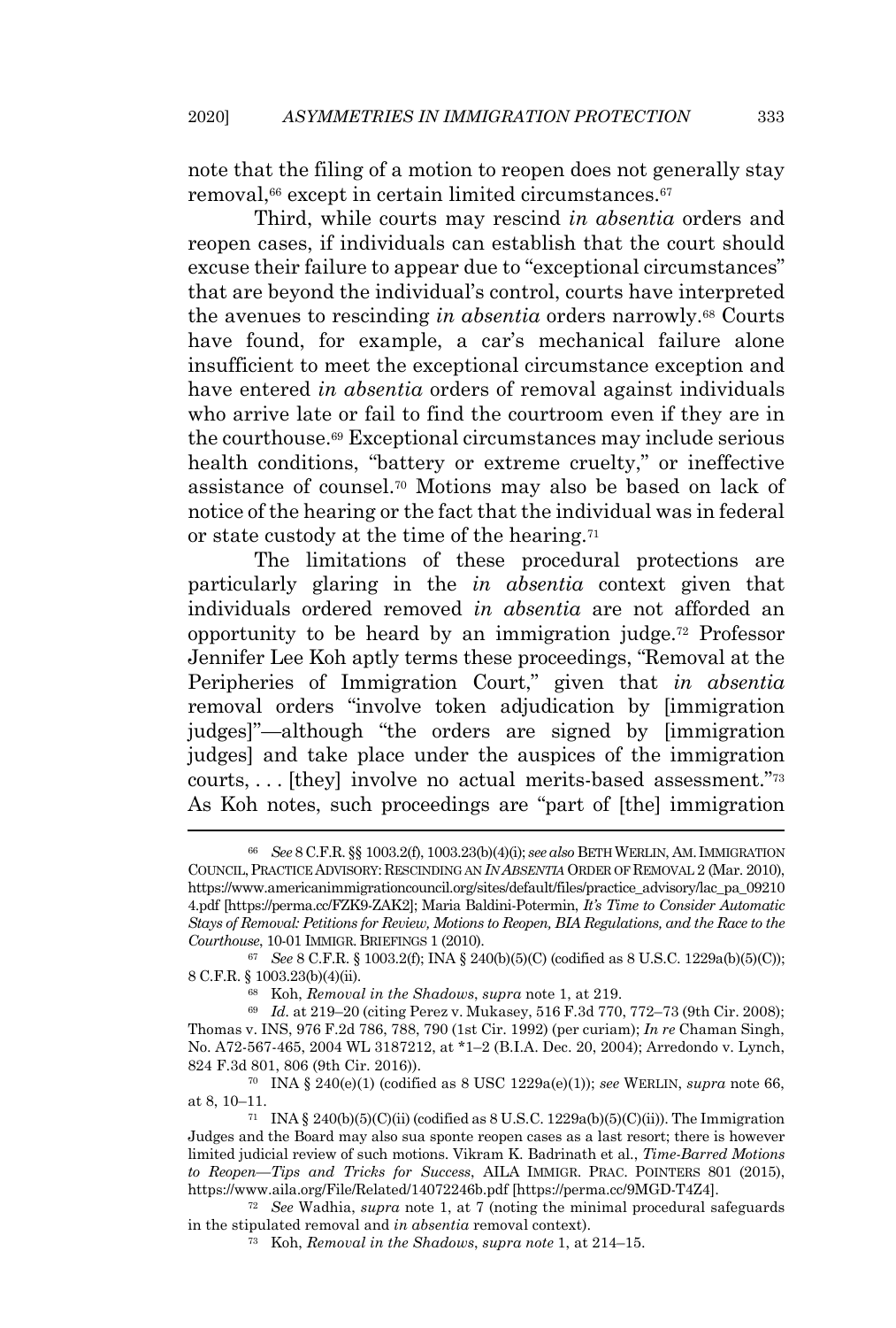note that the filing of a motion to reopen does not generally stay removal,[66] except in certain limited circumstances.[67]

Third, while courts may rescind *in absentia* orders and reopen cases, if individuals can establish that the court should excuse their failure to appear due to "exceptional circumstances" that are beyond the individual's control, courts have interpreted the avenues to rescinding *in absentia* orders narrowly.[68] Courts have found, for example, a car's mechanical failure alone insufficient to meet the exceptional circumstance exception and have entered *in absentia* orders of removal against individuals who arrive late or fail to find the courtroom even if they are in the courthouse.[69] Exceptional circumstances may include serious health conditions, "battery or extreme cruelty," or ineffective assistance of counsel.[70] Motions may also be based on lack of notice of the hearing or the fact that the individual was in federal or state custody at the time of the hearing.[71]

The limitations of these procedural protections are particularly glaring in the *in absentia* context given that individuals ordered removed *in absentia* are not afforded an opportunity to be heard by an immigration judge.[72] Professor Jennifer Lee Koh aptly terms these proceedings, "Removal at the Peripheries of Immigration Court," given that *in absentia* removal orders "involve token adjudication by [immigration judges]"—although "the orders are signed by [immigration judges] and take place under the auspices of the immigration courts, . . . [they] involve no actual merits-based assessment."[73] As Koh notes, such proceedings are "part of [the] immigration

---

[66] *See* 8 C.F.R. §§ 1003.2(f), 1003.23(b)(4)(i); *see also* BETH WERLIN, AM. IMMIGRATION COUNCIL, PRACTICE ADVISORY: RESCINDING AN *IN ABSENTIA* ORDER OF REMOVAL 2 (Mar. 2010), https://www.americanimmigrationcouncil.org/sites/default/files/practice_advisory/lac_pa_092104.pdf [https://perma.cc/FZK9-ZAK2]; Maria Baldini-Potermin, *It's Time to Consider Automatic Stays of Removal: Petitions for Review, Motions to Reopen, BIA Regulations, and the Race to the Courthouse*, 10-01 IMMIGR. BRIEFINGS 1 (2010).

[67] *See* 8 C.F.R. § 1003.2(f); INA § 240(b)(5)(C) (codified as 8 U.S.C. 1229a(b)(5)(C)); 8 C.F.R. § 1003.23(b)(4)(ii).

[68] Koh, *Removal in the Shadows*, *supra* note 1, at 219.

[69] *Id.* at 219–20 (citing Perez v. Mukasey, 516 F.3d 770, 772–73 (9th Cir. 2008); Thomas v. INS, 976 F.2d 786, 788, 790 (1st Cir. 1992) (per curiam); *In re* Chaman Singh, No. A72-567-465, 2004 WL 3187212, at *1–2 (B.I.A. Dec. 20, 2004); Arredondo v. Lynch, 824 F.3d 801, 806 (9th Cir. 2016)).

[70] INA § 240(e)(1) (codified as 8 USC 1229a(e)(1)); *see* WERLIN, *supra* note 66, at 8, 10–11.

[71] INA § 240(b)(5)(C)(ii) (codified as 8 U.S.C. 1229a(b)(5)(C)(ii)). The Immigration Judges and the Board may also sua sponte reopen cases as a last resort; there is however limited judicial review of such motions. Vikram K. Badrinath et al., *Time-Barred Motions to Reopen—Tips and Tricks for Success*, AILA IMMIGR. PRAC. POINTERS 801 (2015), https://www.aila.org/File/Related/14072246b.pdf [https://perma.cc/9MGD-T4Z4].

[72] *See* Wadhia, *supra* note 1, at 7 (noting the minimal procedural safeguards in the stipulated removal and *in absentia* removal context).

[73] Koh, *Removal in the Shadows*, *supra note* 1, at 214–15.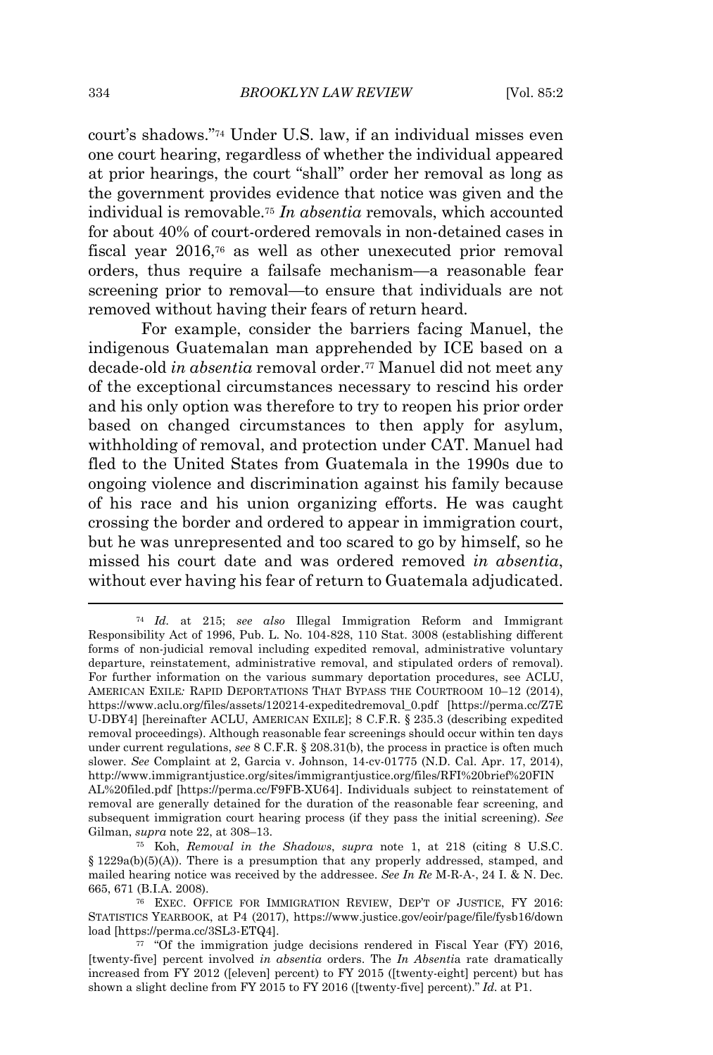court's shadows."[74] Under U.S. law, if an individual misses even one court hearing, regardless of whether the individual appeared at prior hearings, the court "shall" order her removal as long as the government provides evidence that notice was given and the individual is removable.[75] *In absentia* removals, which accounted for about 40% of court-ordered removals in non-detained cases in fiscal year 2016,[76] as well as other unexecuted prior removal orders, thus require a failsafe mechanism—a reasonable fear screening prior to removal—to ensure that individuals are not removed without having their fears of return heard.

For example, consider the barriers facing Manuel, the indigenous Guatemalan man apprehended by ICE based on a decade-old *in absentia* removal order.[77] Manuel did not meet any of the exceptional circumstances necessary to rescind his order and his only option was therefore to try to reopen his prior order based on changed circumstances to then apply for asylum, withholding of removal, and protection under CAT. Manuel had fled to the United States from Guatemala in the 1990s due to ongoing violence and discrimination against his family because of his race and his union organizing efforts. He was caught crossing the border and ordered to appear in immigration court, but he was unrepresented and too scared to go by himself, so he missed his court date and was ordered removed *in absentia*, without ever having his fear of return to Guatemala adjudicated.

---

[74] *Id.* at 215; *see also* Illegal Immigration Reform and Immigrant Responsibility Act of 1996, Pub. L. No. 104-828, 110 Stat. 3008 (establishing different forms of non-judicial removal including expedited removal, administrative voluntary departure, reinstatement, administrative removal, and stipulated orders of removal). For further information on the various summary deportation procedures, see ACLU, AMERICAN EXILE: RAPID DEPORTATIONS THAT BYPASS THE COURTROOM 10–12 (2014), https://www.aclu.org/files/assets/120214-expeditedremoval_0.pdf [https://perma.cc/Z7EU-DBY4] [hereinafter ACLU, AMERICAN EXILE]; 8 C.F.R. § 235.3 (describing expedited removal proceedings). Although reasonable fear screenings should occur within ten days under current regulations, *see* 8 C.F.R. § 208.31(b), the process in practice is often much slower. *See* Complaint at 2, Garcia v. Johnson, 14-cv-01775 (N.D. Cal. Apr. 17, 2014), http://www.immigrantjustice.org/sites/immigrantjustice.org/files/RFI%20brief%20FINAL%20filed.pdf [https://perma.cc/F9FB-XU64]. Individuals subject to reinstatement of removal are generally detained for the duration of the reasonable fear screening, and subsequent immigration court hearing process (if they pass the initial screening). *See* Gilman, *supra* note 22, at 308–13.

[75] Koh, *Removal in the Shadows*, *supra* note 1, at 218 (citing 8 U.S.C. § 1229a(b)(5)(A)). There is a presumption that any properly addressed, stamped, and mailed hearing notice was received by the addressee. *See In Re* M-R-A-, 24 I. & N. Dec. 665, 671 (B.I.A. 2008).

[76] EXEC. OFFICE FOR IMMIGRATION REVIEW, DEP'T OF JUSTICE, FY 2016: STATISTICS YEARBOOK, at P4 (2017), https://www.justice.gov/eoir/page/file/fysb16/download [https://perma.cc/3SL3-ETQ4].

[77] "Of the immigration judge decisions rendered in Fiscal Year (FY) 2016, [twenty-five] percent involved *in absentia* orders. The *In Absentia* rate dramatically increased from FY 2012 ([eleven] percent) to FY 2015 ([twenty-eight] percent) but has shown a slight decline from FY 2015 to FY 2016 ([twenty-five] percent)." *Id.* at P1.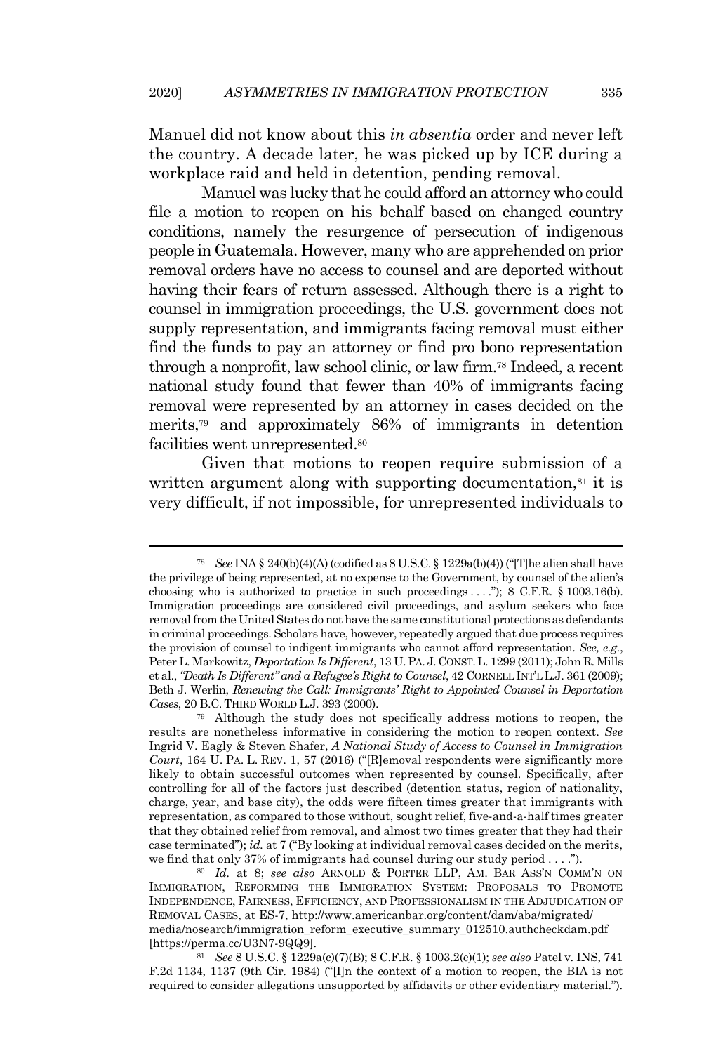Manuel did not know about this *in absentia* order and never left the country. A decade later, he was picked up by ICE during a workplace raid and held in detention, pending removal.

Manuel was lucky that he could afford an attorney who could file a motion to reopen on his behalf based on changed country conditions, namely the resurgence of persecution of indigenous people in Guatemala. However, many who are apprehended on prior removal orders have no access to counsel and are deported without having their fears of return assessed. Although there is a right to counsel in immigration proceedings, the U.S. government does not supply representation, and immigrants facing removal must either find the funds to pay an attorney or find pro bono representation through a nonprofit, law school clinic, or law firm.[78] Indeed, a recent national study found that fewer than 40% of immigrants facing removal were represented by an attorney in cases decided on the merits,[79] and approximately 86% of immigrants in detention facilities went unrepresented.[80]

Given that motions to reopen require submission of a written argument along with supporting documentation,[81] it is very difficult, if not impossible, for unrepresented individuals to

---

[78] *See* INA § 240(b)(4)(A) (codified as 8 U.S.C. § 1229a(b)(4)) ("[T]he alien shall have the privilege of being represented, at no expense to the Government, by counsel of the alien's choosing who is authorized to practice in such proceedings . . . ."); 8 C.F.R. § 1003.16(b). Immigration proceedings are considered civil proceedings, and asylum seekers who face removal from the United States do not have the same constitutional protections as defendants in criminal proceedings. Scholars have, however, repeatedly argued that due process requires the provision of counsel to indigent immigrants who cannot afford representation. *See, e.g.*, Peter L. Markowitz, *Deportation Is Different*, 13 U. PA. J. CONST. L. 1299 (2011); John R. Mills et al., *"Death Is Different" and a Refugee's Right to Counsel*, 42 CORNELL INT'L L.J. 361 (2009); Beth J. Werlin, *Renewing the Call: Immigrants' Right to Appointed Counsel in Deportation Cases*, 20 B.C. THIRD WORLD L.J. 393 (2000).

[79] Although the study does not specifically address motions to reopen, the results are nonetheless informative in considering the motion to reopen context. *See* Ingrid V. Eagly & Steven Shafer, *A National Study of Access to Counsel in Immigration Court*, 164 U. PA. L. REV. 1, 57 (2016) ("[R]emoval respondents were significantly more likely to obtain successful outcomes when represented by counsel. Specifically, after controlling for all of the factors just described (detention status, region of nationality, charge, year, and base city), the odds were fifteen times greater that immigrants with representation, as compared to those without, sought relief, five-and-a-half times greater that they obtained relief from removal, and almost two times greater that they had their case terminated"); *id.* at 7 ("By looking at individual removal cases decided on the merits, we find that only 37% of immigrants had counsel during our study period . . . .").

[80] *Id.* at 8; *see also* ARNOLD & PORTER LLP, AM. BAR ASS'N COMM'N ON IMMIGRATION, REFORMING THE IMMIGRATION SYSTEM: PROPOSALS TO PROMOTE INDEPENDENCE, FAIRNESS, EFFICIENCY, AND PROFESSIONALISM IN THE ADJUDICATION OF REMOVAL CASES, at ES-7, http://www.americanbar.org/content/dam/aba/migrated/media/nosearch/immigration_reform_executive_summary_012510.authcheckdam.pdf [https://perma.cc/U3N7-9QQ9].

[81] *See* 8 U.S.C. § 1229a(c)(7)(B); 8 C.F.R. § 1003.2(c)(1); *see also* Patel v. INS, 741 F.2d 1134, 1137 (9th Cir. 1984) ("[I]n the context of a motion to reopen, the BIA is not required to consider allegations unsupported by affidavits or other evidentiary material.").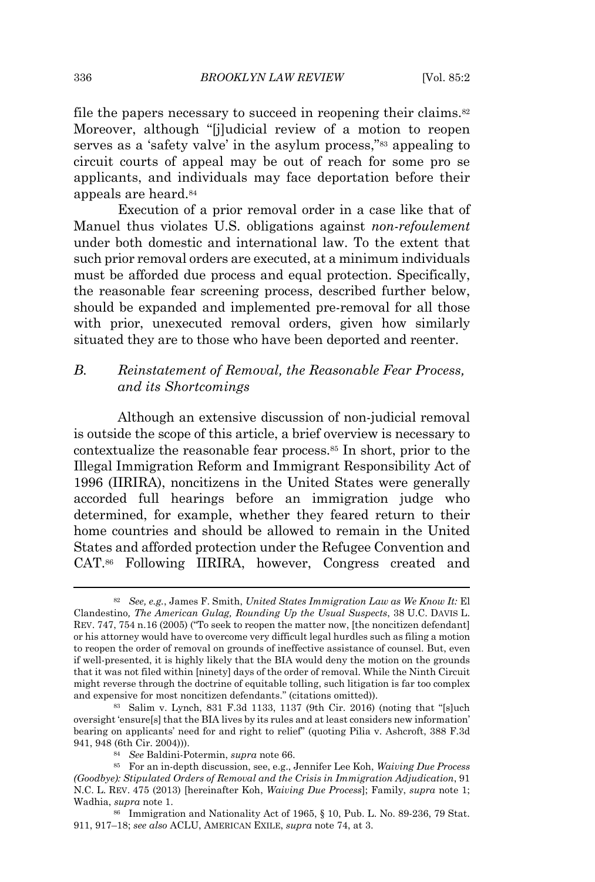file the papers necessary to succeed in reopening their claims.[82] Moreover, although "[j]udicial review of a motion to reopen serves as a 'safety valve' in the asylum process,"[83] appealing to circuit courts of appeal may be out of reach for some pro se applicants, and individuals may face deportation before their appeals are heard.[84]

Execution of a prior removal order in a case like that of Manuel thus violates U.S. obligations against *non-refoulement* under both domestic and international law. To the extent that such prior removal orders are executed, at a minimum individuals must be afforded due process and equal protection. Specifically, the reasonable fear screening process, described further below, should be expanded and implemented pre-removal for all those with prior, unexecuted removal orders, given how similarly situated they are to those who have been deported and reenter.

### B. *Reinstatement of Removal, the Reasonable Fear Process, and its Shortcomings*

Although an extensive discussion of non-judicial removal is outside the scope of this article, a brief overview is necessary to contextualize the reasonable fear process.[85] In short, prior to the Illegal Immigration Reform and Immigrant Responsibility Act of 1996 (IIRIRA), noncitizens in the United States were generally accorded full hearings before an immigration judge who determined, for example, whether they feared return to their home countries and should be allowed to remain in the United States and afforded protection under the Refugee Convention and CAT.[86] Following IIRIRA, however, Congress created and

---

[82] *See, e.g.*, James F. Smith, *United States Immigration Law as We Know It:* El Clandestino*, The American Gulag, Rounding Up the Usual Suspects*, 38 U.C. DAVIS L. REV. 747, 754 n.16 (2005) ("To seek to reopen the matter now, [the noncitizen defendant] or his attorney would have to overcome very difficult legal hurdles such as filing a motion to reopen the order of removal on grounds of ineffective assistance of counsel. But, even if well-presented, it is highly likely that the BIA would deny the motion on the grounds that it was not filed within [ninety] days of the order of removal. While the Ninth Circuit might reverse through the doctrine of equitable tolling, such litigation is far too complex and expensive for most noncitizen defendants." (citations omitted)).

[83] Salim v. Lynch, 831 F.3d 1133, 1137 (9th Cir. 2016) (noting that "[s]uch oversight 'ensure[s] that the BIA lives by its rules and at least considers new information' bearing on applicants' need for and right to relief" (quoting Pilia v. Ashcroft, 388 F.3d 941, 948 (6th Cir. 2004))).

[84] *See* Baldini-Potermin, *supra* note 66.

[85] For an in-depth discussion, see, e.g., Jennifer Lee Koh, *Waiving Due Process (Goodbye): Stipulated Orders of Removal and the Crisis in Immigration Adjudication*, 91 N.C. L. REV. 475 (2013) [hereinafter Koh, *Waiving Due Process*]; Family, *supra* note 1; Wadhia, *supra* note 1.

[86] Immigration and Nationality Act of 1965, § 10, Pub. L. No. 89-236, 79 Stat. 911, 917–18; *see also* ACLU, AMERICAN EXILE, *supra* note 74, at 3.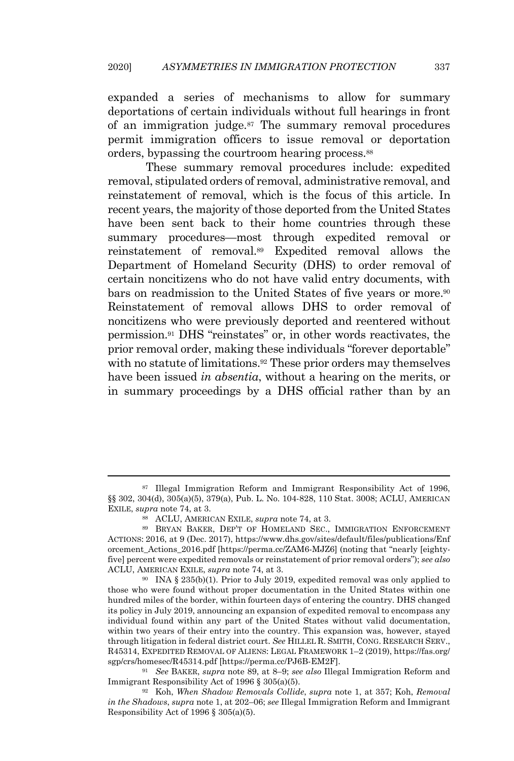expanded a series of mechanisms to allow for summary deportations of certain individuals without full hearings in front of an immigration judge.[87] The summary removal procedures permit immigration officers to issue removal or deportation orders, bypassing the courtroom hearing process.[88]

These summary removal procedures include: expedited removal, stipulated orders of removal, administrative removal, and reinstatement of removal, which is the focus of this article. In recent years, the majority of those deported from the United States have been sent back to their home countries through these summary procedures—most through expedited removal or reinstatement of removal.[89] Expedited removal allows the Department of Homeland Security (DHS) to order removal of certain noncitizens who do not have valid entry documents, with bars on readmission to the United States of five years or more.[90] Reinstatement of removal allows DHS to order removal of noncitizens who were previously deported and reentered without permission.[91] DHS "reinstates" or, in other words reactivates, the prior removal order, making these individuals "forever deportable" with no statute of limitations.[92] These prior orders may themselves have been issued *in absentia*, without a hearing on the merits, or in summary proceedings by a DHS official rather than by an

---

[87] Illegal Immigration Reform and Immigrant Responsibility Act of 1996, §§ 302, 304(d), 305(a)(5), 379(a), Pub. L. No. 104-828, 110 Stat. 3008; ACLU, AMERICAN EXILE, *supra* note 74, at 3.

[88] ACLU, AMERICAN EXILE, *supra* note 74, at 3.

[89] BRYAN BAKER, DEP'T OF HOMELAND SEC., IMMIGRATION ENFORCEMENT ACTIONS: 2016, at 9 (Dec. 2017), https://www.dhs.gov/sites/default/files/publications/Enforcement_Actions_2016.pdf [https://perma.cc/ZAM6-MJZ6] (noting that "nearly [eighty-five] percent were expedited removals or reinstatement of prior removal orders"); *see also* ACLU, AMERICAN EXILE, *supra* note 74, at 3.

[90] INA § 235(b)(1). Prior to July 2019, expedited removal was only applied to those who were found without proper documentation in the United States within one hundred miles of the border, within fourteen days of entering the country. DHS changed its policy in July 2019, announcing an expansion of expedited removal to encompass any individual found within any part of the United States without valid documentation, within two years of their entry into the country. This expansion was, however, stayed through litigation in federal district court. *See* HILLEL R. SMITH, CONG. RESEARCH SERV., R45314, EXPEDITED REMOVAL OF ALIENS: LEGAL FRAMEWORK 1–2 (2019), https://fas.org/sgp/crs/homesec/R45314.pdf [https://perma.cc/PJ6B-EM2F].

[91] *See* BAKER, *supra* note 89, at 8–9; *see also* Illegal Immigration Reform and Immigrant Responsibility Act of 1996 § 305(a)(5).

[92] Koh, *When Shadow Removals Collide*, *supra* note 1, at 357; Koh, *Removal in the Shadows*, *supra* note 1, at 202–06; *see* Illegal Immigration Reform and Immigrant Responsibility Act of 1996 § 305(a)(5).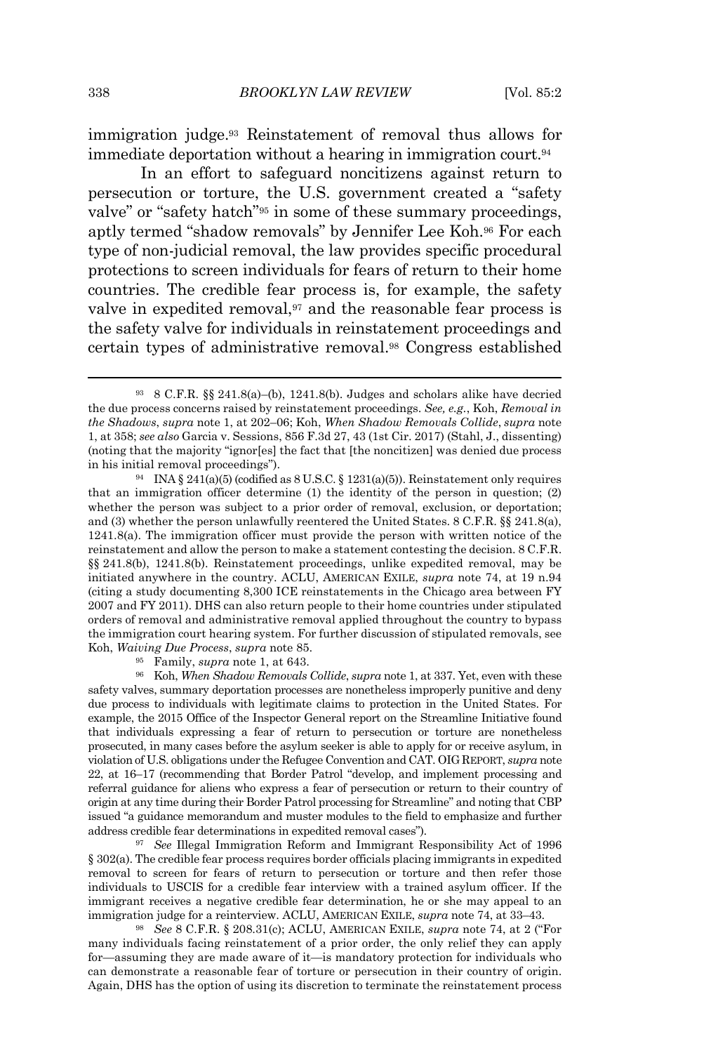immigration judge.[93] Reinstatement of removal thus allows for immediate deportation without a hearing in immigration court.[94]

In an effort to safeguard noncitizens against return to persecution or torture, the U.S. government created a "safety valve" or "safety hatch"[95] in some of these summary proceedings, aptly termed "shadow removals" by Jennifer Lee Koh.[96] For each type of non-judicial removal, the law provides specific procedural protections to screen individuals for fears of return to their home countries. The credible fear process is, for example, the safety valve in expedited removal,[97] and the reasonable fear process is the safety valve for individuals in reinstatement proceedings and certain types of administrative removal.[98] Congress established

---

[93] 8 C.F.R. §§ 241.8(a)–(b), 1241.8(b). Judges and scholars alike have decried the due process concerns raised by reinstatement proceedings. *See, e.g.*, Koh, *Removal in the Shadows*, *supra* note 1, at 202–06; Koh, *When Shadow Removals Collide*, *supra* note 1, at 358; *see also* Garcia v. Sessions, 856 F.3d 27, 43 (1st Cir. 2017) (Stahl, J., dissenting) (noting that the majority "ignor[es] the fact that [the noncitizen] was denied due process in his initial removal proceedings").

[94] INA § 241(a)(5) (codified as 8 U.S.C. § 1231(a)(5)). Reinstatement only requires that an immigration officer determine (1) the identity of the person in question; (2) whether the person was subject to a prior order of removal, exclusion, or deportation; and (3) whether the person unlawfully reentered the United States. 8 C.F.R. §§ 241.8(a), 1241.8(a). The immigration officer must provide the person with written notice of the reinstatement and allow the person to make a statement contesting the decision. 8 C.F.R. §§ 241.8(b), 1241.8(b). Reinstatement proceedings, unlike expedited removal, may be initiated anywhere in the country. ACLU, AMERICAN EXILE, *supra* note 74, at 19 n.94 (citing a study documenting 8,300 ICE reinstatements in the Chicago area between FY 2007 and FY 2011). DHS can also return people to their home countries under stipulated orders of removal and administrative removal applied throughout the country to bypass the immigration court hearing system. For further discussion of stipulated removals, see Koh, *Waiving Due Process*, *supra* note 85.

[95] Family, *supra* note 1, at 643.

[96] Koh, *When Shadow Removals Collide*, *supra* note 1, at 337. Yet, even with these safety valves, summary deportation processes are nonetheless improperly punitive and deny due process to individuals with legitimate claims to protection in the United States. For example, the 2015 Office of the Inspector General report on the Streamline Initiative found that individuals expressing a fear of return to persecution or torture are nonetheless prosecuted, in many cases before the asylum seeker is able to apply for or receive asylum, in violation of U.S. obligations under the Refugee Convention and CAT. OIG REPORT, *supra* note 22, at 16–17 (recommending that Border Patrol "develop, and implement processing and referral guidance for aliens who express a fear of persecution or return to their country of origin at any time during their Border Patrol processing for Streamline" and noting that CBP issued "a guidance memorandum and muster modules to the field to emphasize and further address credible fear determinations in expedited removal cases").

[97] *See* Illegal Immigration Reform and Immigrant Responsibility Act of 1996 § 302(a). The credible fear process requires border officials placing immigrants in expedited removal to screen for fears of return to persecution or torture and then refer those individuals to USCIS for a credible fear interview with a trained asylum officer. If the immigrant receives a negative credible fear determination, he or she may appeal to an immigration judge for a reinterview. ACLU, AMERICAN EXILE, *supra* note 74, at 33–43.

[98] *See* 8 C.F.R. § 208.31(c); ACLU, AMERICAN EXILE, *supra* note 74, at 2 ("For many individuals facing reinstatement of a prior order, the only relief they can apply for—assuming they are made aware of it—is mandatory protection for individuals who can demonstrate a reasonable fear of torture or persecution in their country of origin. Again, DHS has the option of using its discretion to terminate the reinstatement process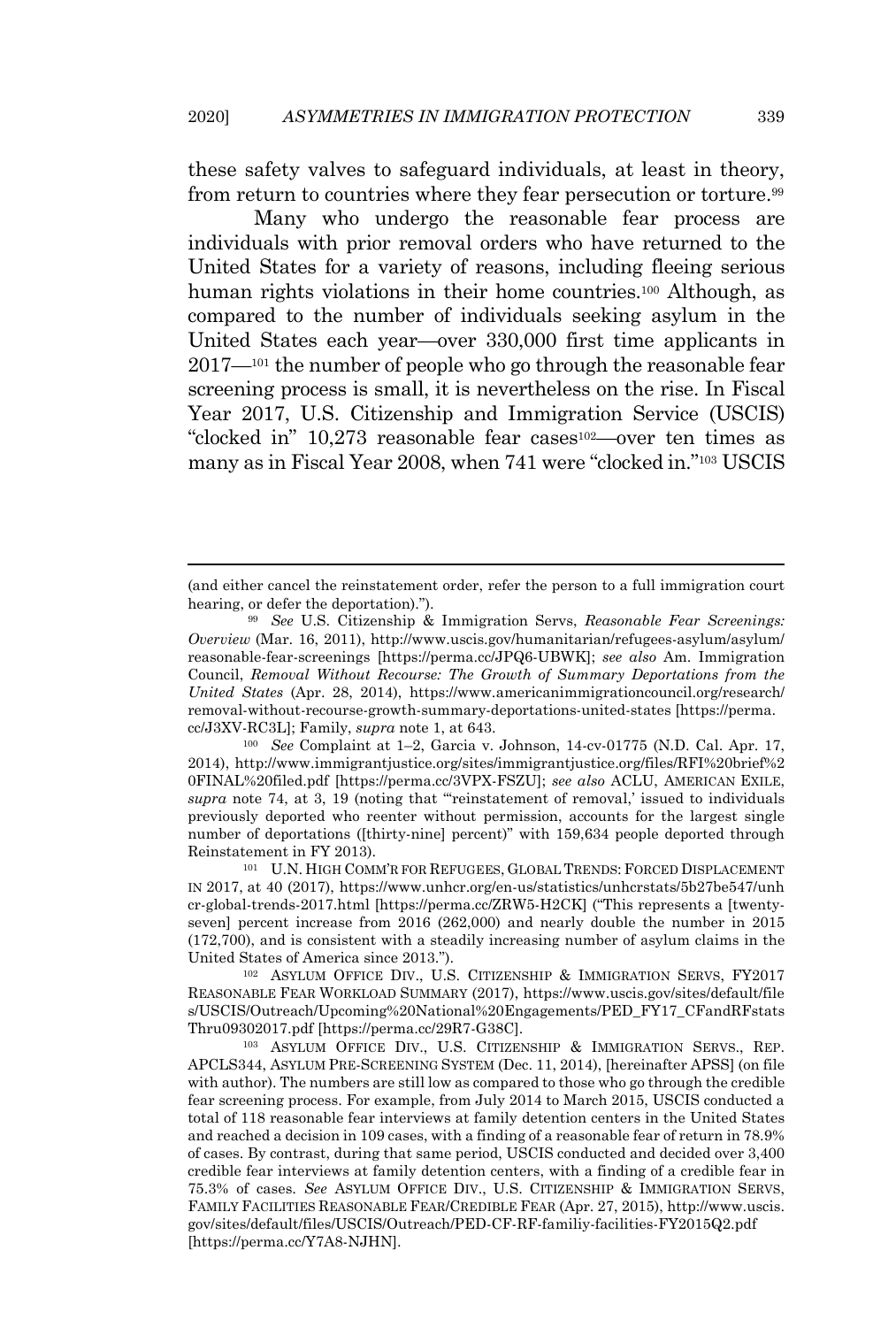these safety valves to safeguard individuals, at least in theory, from return to countries where they fear persecution or torture.[99]

Many who undergo the reasonable fear process are individuals with prior removal orders who have returned to the United States for a variety of reasons, including fleeing serious human rights violations in their home countries.[100] Although, as compared to the number of individuals seeking asylum in the United States each year—over 330,000 first time applicants in 2017—[101] the number of people who go through the reasonable fear screening process is small, it is nevertheless on the rise. In Fiscal Year 2017, U.S. Citizenship and Immigration Service (USCIS) "clocked in" 10,273 reasonable fear cases[102]—over ten times as many as in Fiscal Year 2008, when 741 were "clocked in."[103] USCIS

---

(and either cancel the reinstatement order, refer the person to a full immigration court hearing, or defer the deportation).").

[99] *See* U.S. Citizenship & Immigration Servs, *Reasonable Fear Screenings: Overview* (Mar. 16, 2011), http://www.uscis.gov/humanitarian/refugees-asylum/asylum/reasonable-fear-screenings [https://perma.cc/JPQ6-UBWK]; *see also* Am. Immigration Council, *Removal Without Recourse: The Growth of Summary Deportations from the United States* (Apr. 28, 2014), https://www.americanimmigrationcouncil.org/research/removal-without-recourse-growth-summary-deportations-united-states [https://perma.cc/J3XV-RC3L]; Family, *supra* note 1, at 643.

[100] *See* Complaint at 1–2, Garcia v. Johnson, 14-cv-01775 (N.D. Cal. Apr. 17, 2014), http://www.immigrantjustice.org/sites/immigrantjustice.org/files/RFI%20brief%20FINAL%20filed.pdf [https://perma.cc/3VPX-FSZU]; *see also* ACLU, AMERICAN EXILE, *supra* note 74, at 3, 19 (noting that "'reinstatement of removal,' issued to individuals previously deported who reenter without permission, accounts for the largest single number of deportations ([thirty-nine] percent)" with 159,634 people deported through Reinstatement in FY 2013).

[101] U.N. HIGH COMM'R FOR REFUGEES, GLOBAL TRENDS: FORCED DISPLACEMENT IN 2017, at 40 (2017), https://www.unhcr.org/en-us/statistics/unhcrstats/5b27be547/unhcr-global-trends-2017.html [https://perma.cc/ZRW5-H2CK] ("This represents a [twenty-seven] percent increase from 2016 (262,000) and nearly double the number in 2015 (172,700), and is consistent with a steadily increasing number of asylum claims in the United States of America since 2013.").

[102] ASYLUM OFFICE DIV., U.S. CITIZENSHIP & IMMIGRATION SERVS, FY2017 REASONABLE FEAR WORKLOAD SUMMARY (2017), https://www.uscis.gov/sites/default/files/USCIS/Outreach/Upcoming%20National%20Engagements/PED_FY17_CFandRFstatsThru09302017.pdf [https://perma.cc/29R7-G38C].

[103] ASYLUM OFFICE DIV., U.S. CITIZENSHIP & IMMIGRATION SERVS., REP. APCLS344, ASYLUM PRE-SCREENING SYSTEM (Dec. 11, 2014), [hereinafter APSS] (on file with author). The numbers are still low as compared to those who go through the credible fear screening process. For example, from July 2014 to March 2015, USCIS conducted a total of 118 reasonable fear interviews at family detention centers in the United States and reached a decision in 109 cases, with a finding of a reasonable fear of return in 78.9% of cases. By contrast, during that same period, USCIS conducted and decided over 3,400 credible fear interviews at family detention centers, with a finding of a credible fear in 75.3% of cases. *See* ASYLUM OFFICE DIV., U.S. CITIZENSHIP & IMMIGRATION SERVS, FAMILY FACILITIES REASONABLE FEAR/CREDIBLE FEAR (Apr. 27, 2015), http://www.uscis.gov/sites/default/files/USCIS/Outreach/PED-CF-RF-familiy-facilities-FY2015Q2.pdf [https://perma.cc/Y7A8-NJHN].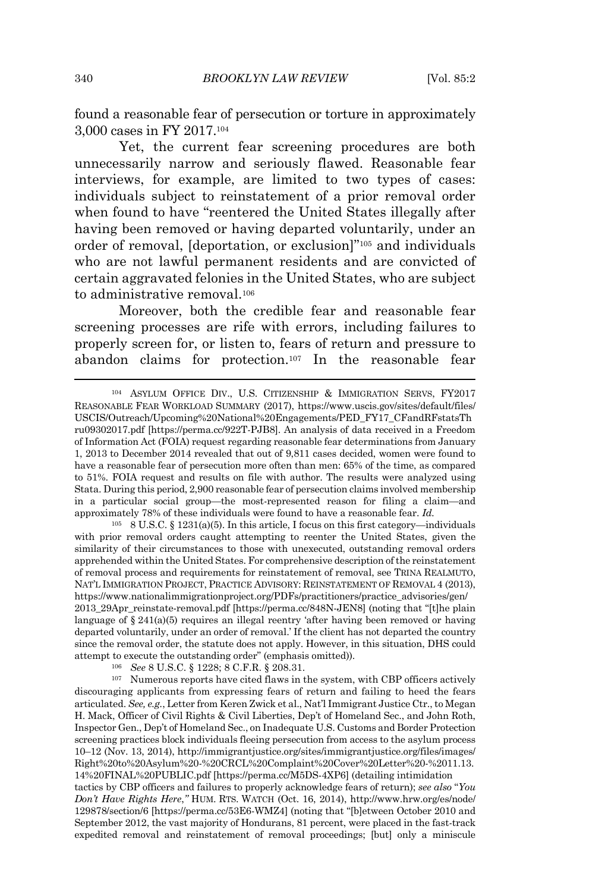found a reasonable fear of persecution or torture in approximately 3,000 cases in FY 2017.[104]

Yet, the current fear screening procedures are both unnecessarily narrow and seriously flawed. Reasonable fear interviews, for example, are limited to two types of cases: individuals subject to reinstatement of a prior removal order when found to have "reentered the United States illegally after having been removed or having departed voluntarily, under an order of removal, [deportation, or exclusion]"[105] and individuals who are not lawful permanent residents and are convicted of certain aggravated felonies in the United States, who are subject to administrative removal.[106]

Moreover, both the credible fear and reasonable fear screening processes are rife with errors, including failures to properly screen for, or listen to, fears of return and pressure to abandon claims for protection.[107] In the reasonable fear

---

[104] ASYLUM OFFICE DIV., U.S. CITIZENSHIP & IMMIGRATION SERVS, FY2017 REASONABLE FEAR WORKLOAD SUMMARY (2017), https://www.uscis.gov/sites/default/files/USCIS/Outreach/Upcoming%20National%20Engagements/PED_FY17_CFandRFstatsThru09302017.pdf [https://perma.cc/922T-PJB8]. An analysis of data received in a Freedom of Information Act (FOIA) request regarding reasonable fear determinations from January 1, 2013 to December 2014 revealed that out of 9,811 cases decided, women were found to have a reasonable fear of persecution more often than men: 65% of the time, as compared to 51%. FOIA request and results on file with author. The results were analyzed using Stata. During this period, 2,900 reasonable fear of persecution claims involved membership in a particular social group—the most-represented reason for filing a claim—and approximately 78% of these individuals were found to have a reasonable fear. *Id.*

[105] 8 U.S.C. § 1231(a)(5). In this article, I focus on this first category—individuals with prior removal orders caught attempting to reenter the United States, given the similarity of their circumstances to those with unexecuted, outstanding removal orders apprehended within the United States. For comprehensive description of the reinstatement of removal process and requirements for reinstatement of removal, see TRINA REALMUTO, NAT'L IMMIGRATION PROJECT, PRACTICE ADVISORY: REINSTATEMENT OF REMOVAL 4 (2013), https://www.nationalimmigrationproject.org/PDFs/practitioners/practice_advisories/gen/2013_29Apr_reinstate-removal.pdf [https://perma.cc/848N-JEN8] (noting that "[t]he plain language of § 241(a)(5) requires an illegal reentry 'after having been removed or having departed voluntarily, under an order of removal.' If the client has not departed the country since the removal order, the statute does not apply. However, in this situation, DHS could attempt to execute the outstanding order" (emphasis omitted)).

[106] *See* 8 U.S.C. § 1228; 8 C.F.R. § 208.31.

[107] Numerous reports have cited flaws in the system, with CBP officers actively discouraging applicants from expressing fears of return and failing to heed the fears articulated. *See, e.g.*, Letter from Keren Zwick et al., Nat'l Immigrant Justice Ctr., to Megan H. Mack, Officer of Civil Rights & Civil Liberties, Dep't of Homeland Sec., and John Roth, Inspector Gen., Dep't of Homeland Sec., on Inadequate U.S. Customs and Border Protection screening practices block individuals fleeing persecution from access to the asylum process 10–12 (Nov. 13, 2014), http://immigrantjustice.org/sites/immigrantjustice.org/files/images/Right%20to%20Asylum%20-%20CRCL%20Complaint%20Cover%20Letter%20-%2011.13.14%20FINAL%20PUBLIC.pdf [https://perma.cc/M5DS-4XP6] (detailing intimidation tactics by CBP officers and failures to properly acknowledge fears of return); *see also* "*You Don't Have Rights Here*," HUM. RTS. WATCH (Oct. 16, 2014), http://www.hrw.org/es/node/129878/section/6 [https://perma.cc/53E6-WMZ4] (noting that "[b]etween October 2010 and September 2012, the vast majority of Hondurans, 81 percent, were placed in the fast-track expedited removal and reinstatement of removal proceedings; [but] only a miniscule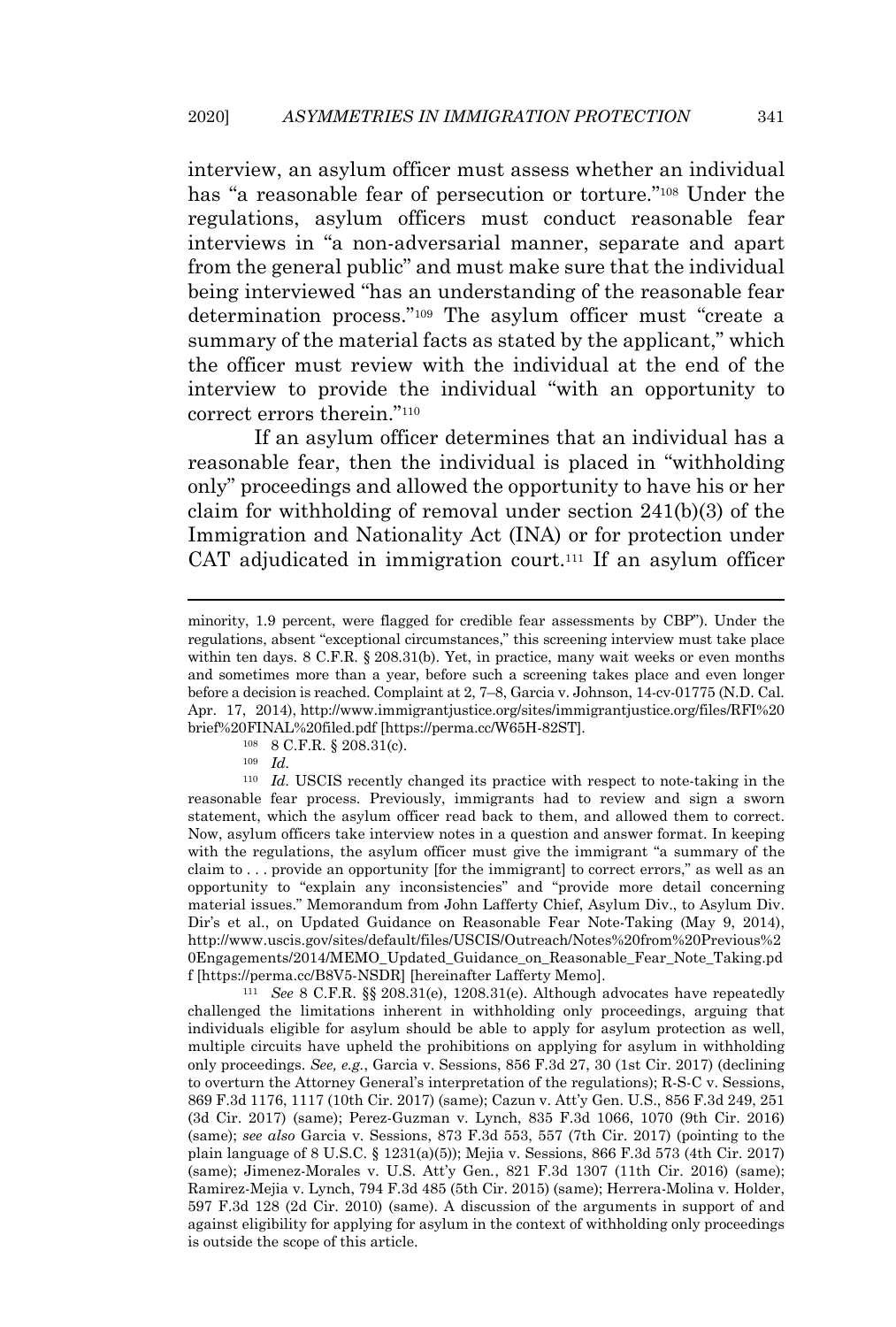interview, an asylum officer must assess whether an individual has "a reasonable fear of persecution or torture."[108] Under the regulations, asylum officers must conduct reasonable fear interviews in "a non-adversarial manner, separate and apart from the general public" and must make sure that the individual being interviewed "has an understanding of the reasonable fear determination process."[109] The asylum officer must "create a summary of the material facts as stated by the applicant," which the officer must review with the individual at the end of the interview to provide the individual "with an opportunity to correct errors therein."[110]

If an asylum officer determines that an individual has a reasonable fear, then the individual is placed in "withholding only" proceedings and allowed the opportunity to have his or her claim for withholding of removal under section 241(b)(3) of the Immigration and Nationality Act (INA) or for protection under CAT adjudicated in immigration court.[111] If an asylum officer

---

minority, 1.9 percent, were flagged for credible fear assessments by CBP"). Under the regulations, absent "exceptional circumstances," this screening interview must take place within ten days. 8 C.F.R. § 208.31(b). Yet, in practice, many wait weeks or even months and sometimes more than a year, before such a screening takes place and even longer before a decision is reached. Complaint at 2, 7–8, Garcia v. Johnson, 14-cv-01775 (N.D. Cal. Apr. 17, 2014), http://www.immigrantjustice.org/sites/immigrantjustice.org/files/RFI%20brief%20FINAL%20filed.pdf [https://perma.cc/W65H-82ST].

[108] 8 C.F.R. § 208.31(c).

[109] *Id.*

[110] *Id.* USCIS recently changed its practice with respect to note-taking in the reasonable fear process. Previously, immigrants had to review and sign a sworn statement, which the asylum officer read back to them, and allowed them to correct. Now, asylum officers take interview notes in a question and answer format. In keeping with the regulations, the asylum officer must give the immigrant "a summary of the claim to . . . provide an opportunity [for the immigrant] to correct errors," as well as an opportunity to "explain any inconsistencies" and "provide more detail concerning material issues." Memorandum from John Lafferty Chief, Asylum Div., to Asylum Div. Dir's et al., on Updated Guidance on Reasonable Fear Note-Taking (May 9, 2014), http://www.uscis.gov/sites/default/files/USCIS/Outreach/Notes%20from%20Previous%20Engagements/2014/MEMO_Updated_Guidance_on_Reasonable_Fear_Note_Taking.pdf [https://perma.cc/B8V5-NSDR] [hereinafter Lafferty Memo].

[111] *See* 8 C.F.R. §§ 208.31(e), 1208.31(e). Although advocates have repeatedly challenged the limitations inherent in withholding only proceedings, arguing that individuals eligible for asylum should be able to apply for asylum protection as well, multiple circuits have upheld the prohibitions on applying for asylum in withholding only proceedings. *See, e.g.*, Garcia v. Sessions, 856 F.3d 27, 30 (1st Cir. 2017) (declining to overturn the Attorney General's interpretation of the regulations); R-S-C v. Sessions, 869 F.3d 1176, 1117 (10th Cir. 2017) (same); Cazun v. Att'y Gen. U.S., 856 F.3d 249, 251 (3d Cir. 2017) (same); Perez-Guzman v. Lynch, 835 F.3d 1066, 1070 (9th Cir. 2016) (same); *see also* Garcia v. Sessions, 873 F.3d 553, 557 (7th Cir. 2017) (pointing to the plain language of 8 U.S.C. § 1231(a)(5)); Mejia v. Sessions, 866 F.3d 573 (4th Cir. 2017) (same); Jimenez-Morales v. U.S. Att'y Gen., 821 F.3d 1307 (11th Cir. 2016) (same); Ramirez-Mejia v. Lynch, 794 F.3d 485 (5th Cir. 2015) (same); Herrera-Molina v. Holder, 597 F.3d 128 (2d Cir. 2010) (same). A discussion of the arguments in support of and against eligibility for applying for asylum in the context of withholding only proceedings is outside the scope of this article.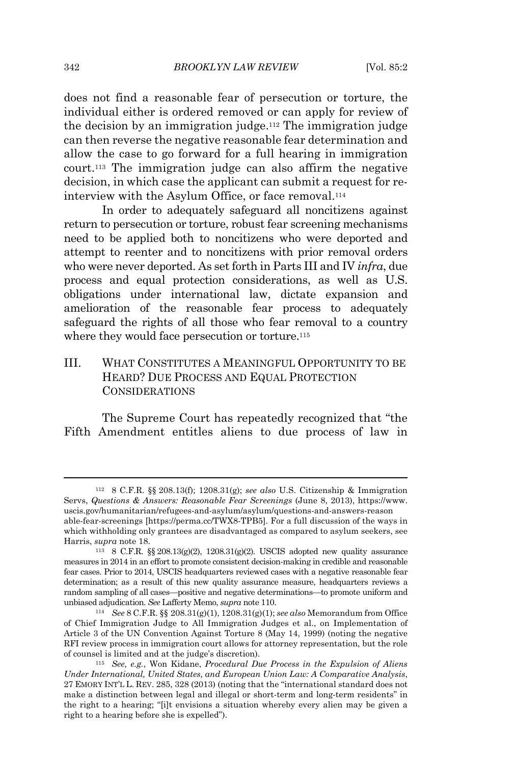does not find a reasonable fear of persecution or torture, the individual either is ordered removed or can apply for review of the decision by an immigration judge.[112] The immigration judge can then reverse the negative reasonable fear determination and allow the case to go forward for a full hearing in immigration court.[113] The immigration judge can also affirm the negative decision, in which case the applicant can submit a request for re-interview with the Asylum Office, or face removal.[114]

In order to adequately safeguard all noncitizens against return to persecution or torture, robust fear screening mechanisms need to be applied both to noncitizens who were deported and attempt to reenter and to noncitizens with prior removal orders who were never deported. As set forth in Parts III and IV *infra*, due process and equal protection considerations, as well as U.S. obligations under international law, dictate expansion and amelioration of the reasonable fear process to adequately safeguard the rights of all those who fear removal to a country where they would face persecution or torture.[115]

## III. What Constitutes a Meaningful Opportunity to be Heard? Due Process and Equal Protection Considerations

The Supreme Court has repeatedly recognized that "the Fifth Amendment entitles aliens to due process of law in

---

[112] 8 C.F.R. §§ 208.13(f); 1208.31(g); *see also* U.S. Citizenship & Immigration Servs, *Questions & Answers: Reasonable Fear Screenings* (June 8, 2013), https://www.uscis.gov/humanitarian/refugees-and-asylum/asylum/questions-and-answers-reasonable-fear-screenings [https://perma.cc/TWX8-TPB5]. For a full discussion of the ways in which withholding only grantees are disadvantaged as compared to asylum seekers, see Harris, *supra* note 18.

[113] 8 C.F.R. §§ 208.13(g)(2), 1208.31(g)(2). USCIS adopted new quality assurance measures in 2014 in an effort to promote consistent decision-making in credible and reasonable fear cases. Prior to 2014, USCIS headquarters reviewed cases with a negative reasonable fear determination; as a result of this new quality assurance measure, headquarters reviews a random sampling of all cases—positive and negative determinations—to promote uniform and unbiased adjudication. *See* Lafferty Memo, *supra* note 110.

[114] *See* 8 C.F.R. §§ 208.31(g)(1), 1208.31(g)(1); *see also* Memorandum from Office of Chief Immigration Judge to All Immigration Judges et al., on Implementation of Article 3 of the UN Convention Against Torture 8 (May 14, 1999) (noting the negative RFI review process in immigration court allows for attorney representation, but the role of counsel is limited and at the judge's discretion).

[115] *See, e.g.*, Won Kidane, *Procedural Due Process in the Expulsion of Aliens Under International, United States, and European Union Law: A Comparative Analysis*, 27 EMORY INT'L L. REV. 285, 328 (2013) (noting that the "international standard does not make a distinction between legal and illegal or short-term and long-term residents" in the right to a hearing; "[i]t envisions a situation whereby every alien may be given a right to a hearing before she is expelled").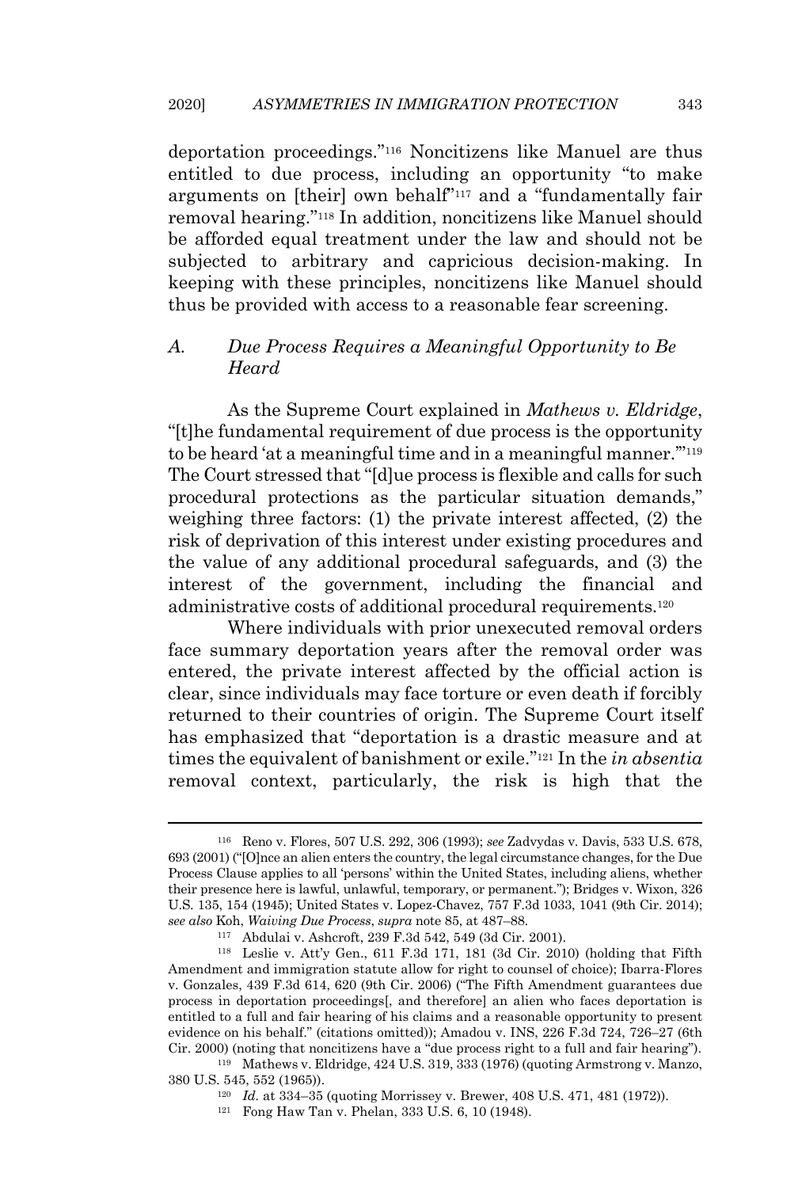deportation proceedings."[116] Noncitizens like Manuel are thus entitled to due process, including an opportunity "to make arguments on [their] own behalf"[117] and a "fundamentally fair removal hearing."[118] In addition, noncitizens like Manuel should be afforded equal treatment under the law and should not be subjected to arbitrary and capricious decision-making. In keeping with these principles, noncitizens like Manuel should thus be provided with access to a reasonable fear screening.

### A. *Due Process Requires a Meaningful Opportunity to Be Heard*

As the Supreme Court explained in *Mathews v. Eldridge*, "[t]he fundamental requirement of due process is the opportunity to be heard 'at a meaningful time and in a meaningful manner.'"[119] The Court stressed that "[d]ue process is flexible and calls for such procedural protections as the particular situation demands," weighing three factors: (1) the private interest affected, (2) the risk of deprivation of this interest under existing procedures and the value of any additional procedural safeguards, and (3) the interest of the government, including the financial and administrative costs of additional procedural requirements.[120]

Where individuals with prior unexecuted removal orders face summary deportation years after the removal order was entered, the private interest affected by the official action is clear, since individuals may face torture or even death if forcibly returned to their countries of origin. The Supreme Court itself has emphasized that "deportation is a drastic measure and at times the equivalent of banishment or exile."[121] In the *in absentia* removal context, particularly, the risk is high that the

---

[116] Reno v. Flores, 507 U.S. 292, 306 (1993); *see* Zadvydas v. Davis, 533 U.S. 678, 693 (2001) ("[O]nce an alien enters the country, the legal circumstance changes, for the Due Process Clause applies to all 'persons' within the United States, including aliens, whether their presence here is lawful, unlawful, temporary, or permanent."); Bridges v. Wixon, 326 U.S. 135, 154 (1945); United States v. Lopez-Chavez, 757 F.3d 1033, 1041 (9th Cir. 2014); *see also* Koh, *Waiving Due Process*, *supra* note 85, at 487–88.

[117] Abdulai v. Ashcroft, 239 F.3d 542, 549 (3d Cir. 2001).

[118] Leslie v. Att'y Gen., 611 F.3d 171, 181 (3d Cir. 2010) (holding that Fifth Amendment and immigration statute allow for right to counsel of choice); Ibarra-Flores v. Gonzales, 439 F.3d 614, 620 (9th Cir. 2006) ("The Fifth Amendment guarantees due process in deportation proceedings[, and therefore] an alien who faces deportation is entitled to a full and fair hearing of his claims and a reasonable opportunity to present evidence on his behalf." (citations omitted)); Amadou v. INS, 226 F.3d 724, 726–27 (6th Cir. 2000) (noting that noncitizens have a "due process right to a full and fair hearing").

[119] Mathews v. Eldridge, 424 U.S. 319, 333 (1976) (quoting Armstrong v. Manzo, 380 U.S. 545, 552 (1965)).

[120] *Id.* at 334–35 (quoting Morrissey v. Brewer, 408 U.S. 471, 481 (1972)).

[121] Fong Haw Tan v. Phelan, 333 U.S. 6, 10 (1948).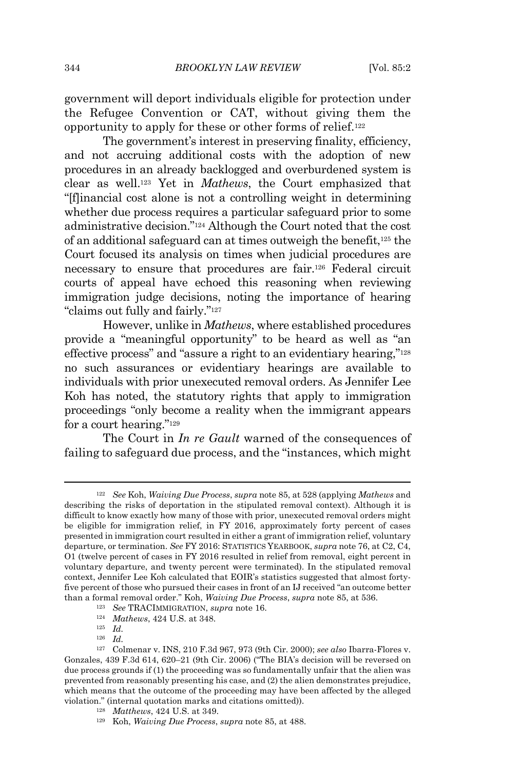government will deport individuals eligible for protection under the Refugee Convention or CAT, without giving them the opportunity to apply for these or other forms of relief.[122]

The government's interest in preserving finality, efficiency, and not accruing additional costs with the adoption of new procedures in an already backlogged and overburdened system is clear as well.[123] Yet in *Mathews*, the Court emphasized that "[f]inancial cost alone is not a controlling weight in determining whether due process requires a particular safeguard prior to some administrative decision."[124] Although the Court noted that the cost of an additional safeguard can at times outweigh the benefit,[125] the Court focused its analysis on times when judicial procedures are necessary to ensure that procedures are fair.[126] Federal circuit courts of appeal have echoed this reasoning when reviewing immigration judge decisions, noting the importance of hearing "claims out fully and fairly."[127]

However, unlike in *Mathews*, where established procedures provide a "meaningful opportunity" to be heard as well as "an effective process" and "assure a right to an evidentiary hearing,"[128] no such assurances or evidentiary hearings are available to individuals with prior unexecuted removal orders. As Jennifer Lee Koh has noted, the statutory rights that apply to immigration proceedings "only become a reality when the immigrant appears for a court hearing."[129]

The Court in *In re Gault* warned of the consequences of failing to safeguard due process, and the "instances, which might

---

[122] *See* Koh, *Waiving Due Process*, *supra* note 85, at 528 (applying *Mathews* and describing the risks of deportation in the stipulated removal context). Although it is difficult to know exactly how many of those with prior, unexecuted removal orders might be eligible for immigration relief, in FY 2016, approximately forty percent of cases presented in immigration court resulted in either a grant of immigration relief, voluntary departure, or termination. *See* FY 2016: STATISTICS YEARBOOK, *supra* note 76, at C2, C4, O1 (twelve percent of cases in FY 2016 resulted in relief from removal, eight percent in voluntary departure, and twenty percent were terminated). In the stipulated removal context, Jennifer Lee Koh calculated that EOIR's statistics suggested that almost forty-five percent of those who pursued their cases in front of an IJ received "an outcome better than a formal removal order." Koh, *Waiving Due Process*, *supra* note 85, at 536.

[123] *See* TRACIMMIGRATION, *supra* note 16.

[124] *Mathews*, 424 U.S. at 348.

[125] *Id.*

[126] *Id.*

[127] Colmenar v. INS, 210 F.3d 967, 973 (9th Cir. 2000); *see also* Ibarra-Flores v. Gonzales, 439 F.3d 614, 620–21 (9th Cir. 2006) ("The BIA's decision will be reversed on due process grounds if (1) the proceeding was so fundamentally unfair that the alien was prevented from reasonably presenting his case, and (2) the alien demonstrates prejudice, which means that the outcome of the proceeding may have been affected by the alleged violation." (internal quotation marks and citations omitted)).

[128] *Matthews*, 424 U.S. at 349.

[129] Koh, *Waiving Due Process*, *supra* note 85, at 488.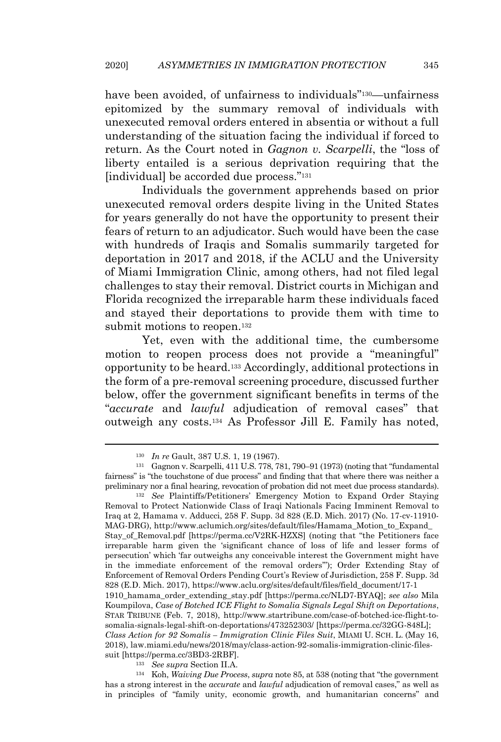have been avoided, of unfairness to individuals"[130]—unfairness epitomized by the summary removal of individuals with unexecuted removal orders entered in absentia or without a full understanding of the situation facing the individual if forced to return. As the Court noted in *Gagnon v. Scarpelli*, the "loss of liberty entailed is a serious deprivation requiring that the [individual] be accorded due process."[131]

Individuals the government apprehends based on prior unexecuted removal orders despite living in the United States for years generally do not have the opportunity to present their fears of return to an adjudicator. Such would have been the case with hundreds of Iraqis and Somalis summarily targeted for deportation in 2017 and 2018, if the ACLU and the University of Miami Immigration Clinic, among others, had not filed legal challenges to stay their removal. District courts in Michigan and Florida recognized the irreparable harm these individuals faced and stayed their deportations to provide them with time to submit motions to reopen.[132]

Yet, even with the additional time, the cumbersome motion to reopen process does not provide a "meaningful" opportunity to be heard.[133] Accordingly, additional protections in the form of a pre-removal screening procedure, discussed further below, offer the government significant benefits in terms of the "*accurate* and *lawful* adjudication of removal cases" that outweigh any costs.[134] As Professor Jill E. Family has noted,

---

[130] *In re* Gault, 387 U.S. 1, 19 (1967).

[131] Gagnon v. Scarpelli, 411 U.S. 778, 781, 790–91 (1973) (noting that "fundamental fairness" is "the touchstone of due process" and finding that that where there was neither a preliminary nor a final hearing, revocation of probation did not meet due process standards).

[132] *See* Plaintiffs/Petitioners' Emergency Motion to Expand Order Staying Removal to Protect Nationwide Class of Iraqi Nationals Facing Imminent Removal to Iraq at 2, Hamama v. Adducci, 258 F. Supp. 3d 828 (E.D. Mich. 2017) (No. 17-cv-11910-MAG-DRG), http://www.aclumich.org/sites/default/files/Hamama_Motion_to_Expand_Stay_of_Removal.pdf [https://perma.cc/V2RK-HZXS] (noting that "the Petitioners face irreparable harm given the 'significant chance of loss of life and lesser forms of persecution' which 'far outweighs any conceivable interest the Government might have in the immediate enforcement of the removal orders'"); Order Extending Stay of Enforcement of Removal Orders Pending Court's Review of Jurisdiction, 258 F. Supp. 3d 828 (E.D. Mich. 2017), https://www.aclu.org/sites/default/files/field_document/17-1 1910_hamama_order_extending_stay.pdf [https://perma.cc/NLD7-BYAQ]; *see also* Mila Koumpilova, *Case of Botched ICE Flight to Somalia Signals Legal Shift on Deportations*, STAR TRIBUNE (Feb. 7, 2018), http://www.startribune.com/case-of-botched-ice-flight-to-somalia-signals-legal-shift-on-deportations/473252303/ [https://perma.cc/32GG-848L]; *Class Action for 92 Somalis – Immigration Clinic Files Suit*, MIAMI U. SCH. L. (May 16, 2018), law.miami.edu/news/2018/may/class-action-92-somalis-immigration-clinic-files-suit [https://perma.cc/3BD3-2RBF].

[133] *See supra* Section II.A.

[134] Koh, *Waiving Due Process*, *supra* note 85, at 538 (noting that "the government has a strong interest in the *accurate* and *lawful* adjudication of removal cases," as well as in principles of "family unity, economic growth, and humanitarian concerns" and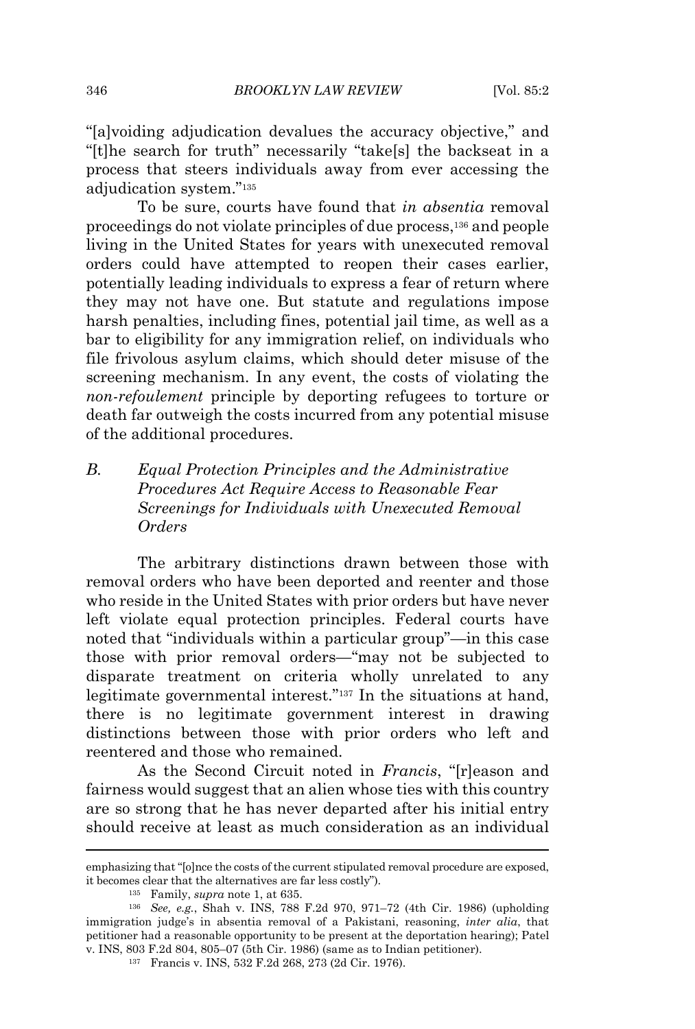"[a]voiding adjudication devalues the accuracy objective," and "[t]he search for truth" necessarily "take[s] the backseat in a process that steers individuals away from ever accessing the adjudication system."[135]

To be sure, courts have found that *in absentia* removal proceedings do not violate principles of due process,[136] and people living in the United States for years with unexecuted removal orders could have attempted to reopen their cases earlier, potentially leading individuals to express a fear of return where they may not have one. But statute and regulations impose harsh penalties, including fines, potential jail time, as well as a bar to eligibility for any immigration relief, on individuals who file frivolous asylum claims, which should deter misuse of the screening mechanism. In any event, the costs of violating the *non-refoulement* principle by deporting refugees to torture or death far outweigh the costs incurred from any potential misuse of the additional procedures.

### B. *Equal Protection Principles and the Administrative Procedures Act Require Access to Reasonable Fear Screenings for Individuals with Unexecuted Removal Orders*

The arbitrary distinctions drawn between those with removal orders who have been deported and reenter and those who reside in the United States with prior orders but have never left violate equal protection principles. Federal courts have noted that "individuals within a particular group"—in this case those with prior removal orders—"may not be subjected to disparate treatment on criteria wholly unrelated to any legitimate governmental interest."[137] In the situations at hand, there is no legitimate government interest in drawing distinctions between those with prior orders who left and reentered and those who remained.

As the Second Circuit noted in *Francis*, "[r]eason and fairness would suggest that an alien whose ties with this country are so strong that he has never departed after his initial entry should receive at least as much consideration as an individual

---

emphasizing that "[o]nce the costs of the current stipulated removal procedure are exposed, it becomes clear that the alternatives are far less costly").

[135] Family, *supra* note 1, at 635.

[136] *See, e.g.*, Shah v. INS, 788 F.2d 970, 971–72 (4th Cir. 1986) (upholding immigration judge's in absentia removal of a Pakistani, reasoning, *inter alia*, that petitioner had a reasonable opportunity to be present at the deportation hearing); Patel v. INS, 803 F.2d 804, 805–07 (5th Cir. 1986) (same as to Indian petitioner).

[137] Francis v. INS, 532 F.2d 268, 273 (2d Cir. 1976).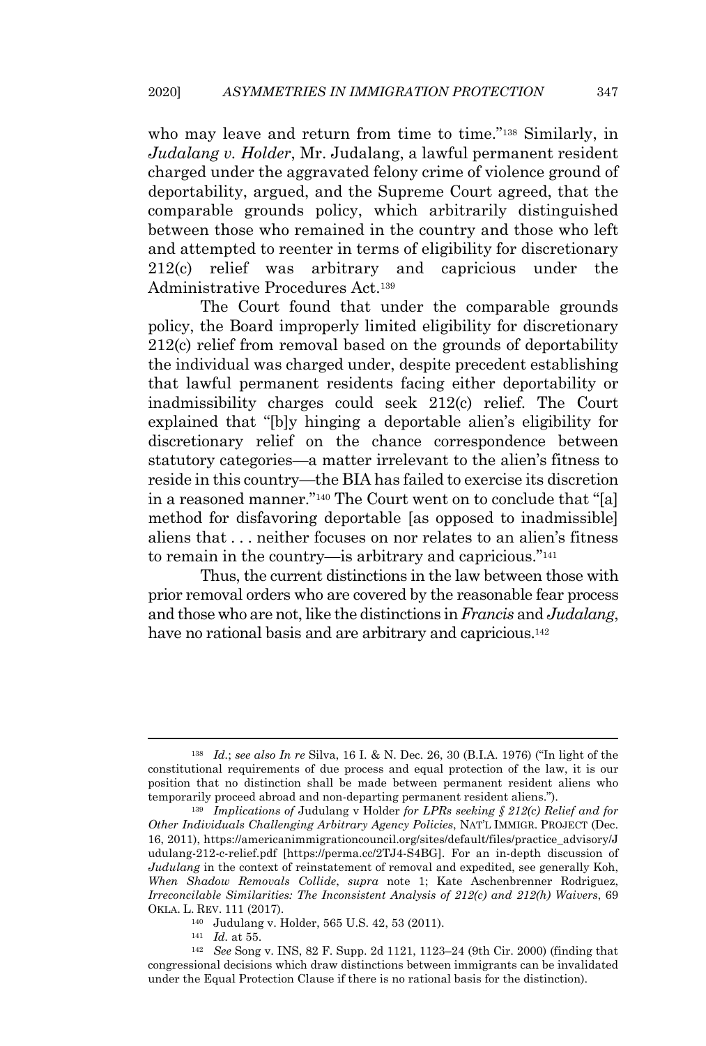who may leave and return from time to time."[138] Similarly, in *Judalang v. Holder*, Mr. Judalang, a lawful permanent resident charged under the aggravated felony crime of violence ground of deportability, argued, and the Supreme Court agreed, that the comparable grounds policy, which arbitrarily distinguished between those who remained in the country and those who left and attempted to reenter in terms of eligibility for discretionary 212(c) relief was arbitrary and capricious under the Administrative Procedures Act.[139]

The Court found that under the comparable grounds policy, the Board improperly limited eligibility for discretionary 212(c) relief from removal based on the grounds of deportability the individual was charged under, despite precedent establishing that lawful permanent residents facing either deportability or inadmissibility charges could seek 212(c) relief. The Court explained that "[b]y hinging a deportable alien's eligibility for discretionary relief on the chance correspondence between statutory categories—a matter irrelevant to the alien's fitness to reside in this country—the BIA has failed to exercise its discretion in a reasoned manner."[140] The Court went on to conclude that "[a] method for disfavoring deportable [as opposed to inadmissible] aliens that . . . neither focuses on nor relates to an alien's fitness to remain in the country—is arbitrary and capricious."[141]

Thus, the current distinctions in the law between those with prior removal orders who are covered by the reasonable fear process and those who are not, like the distinctions in *Francis* and *Judalang*, have no rational basis and are arbitrary and capricious.[142]

---

[138] *Id.*; *see also In re* Silva, 16 I. & N. Dec. 26, 30 (B.I.A. 1976) ("In light of the constitutional requirements of due process and equal protection of the law, it is our position that no distinction shall be made between permanent resident aliens who temporarily proceed abroad and non-departing permanent resident aliens.").

[139] *Implications of* Judulang v Holder *for LPRs seeking § 212(c) Relief and for Other Individuals Challenging Arbitrary Agency Policies*, NAT'L IMMIGR. PROJECT (Dec. 16, 2011), https://americanimmigrationcouncil.org/sites/default/files/practice_advisory/Judulang-212-c-relief.pdf [https://perma.cc/2TJ4-S4BG]. For an in-depth discussion of *Judulang* in the context of reinstatement of removal and expedited, see generally Koh, *When Shadow Removals Collide*, *supra* note 1; Kate Aschenbrenner Rodriguez, *Irreconcilable Similarities: The Inconsistent Analysis of 212(c) and 212(h) Waivers*, 69 OKLA. L. REV. 111 (2017).

[140] Judulang v. Holder, 565 U.S. 42, 53 (2011).

[141] *Id.* at 55.

[142] *See* Song v. INS, 82 F. Supp. 2d 1121, 1123–24 (9th Cir. 2000) (finding that congressional decisions which draw distinctions between immigrants can be invalidated under the Equal Protection Clause if there is no rational basis for the distinction).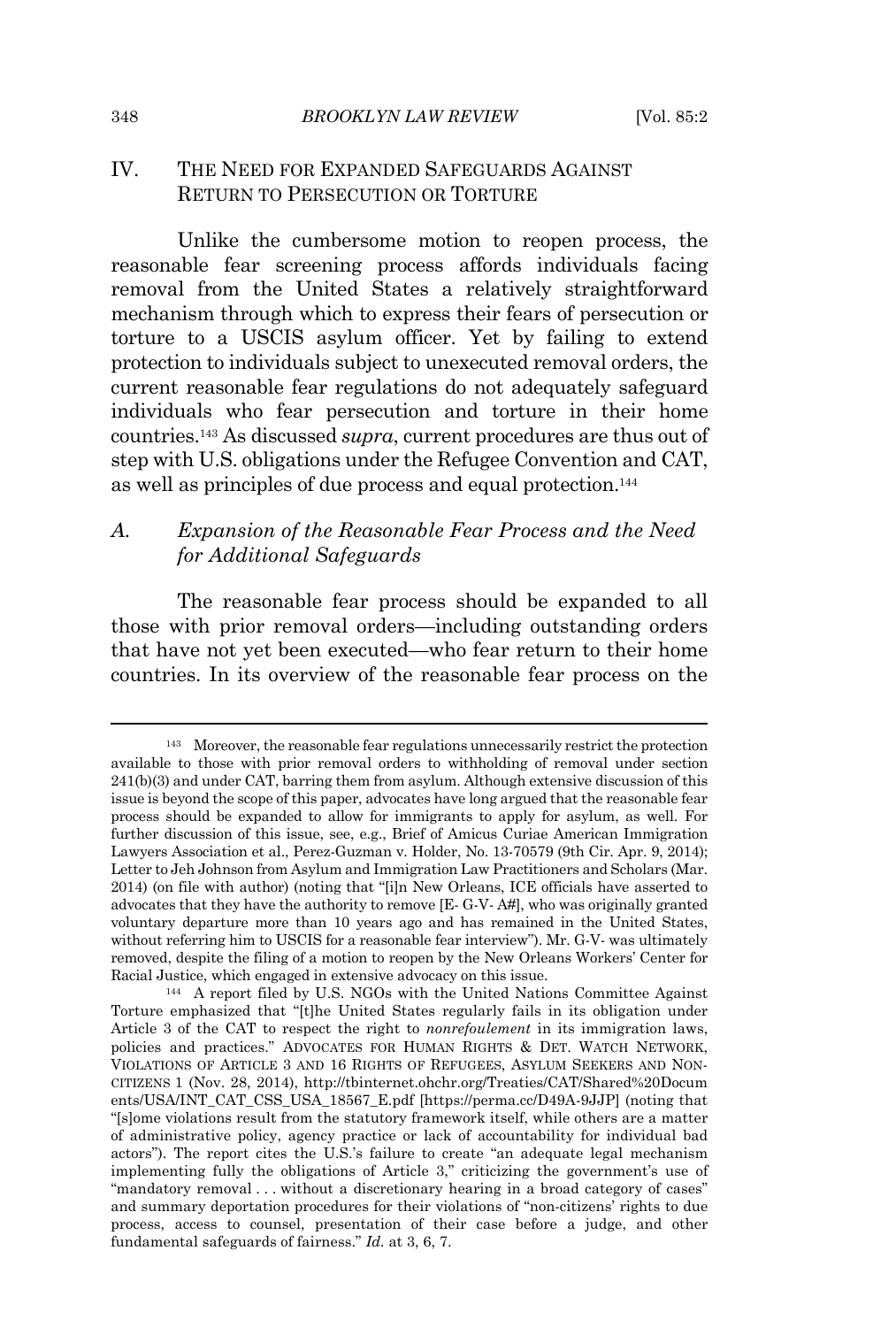## IV. THE NEED FOR EXPANDED SAFEGUARDS AGAINST RETURN TO PERSECUTION OR TORTURE

Unlike the cumbersome motion to reopen process, the reasonable fear screening process affords individuals facing removal from the United States a relatively straightforward mechanism through which to express their fears of persecution or torture to a USCIS asylum officer. Yet by failing to extend protection to individuals subject to unexecuted removal orders, the current reasonable fear regulations do not adequately safeguard individuals who fear persecution and torture in their home countries.[143] As discussed *supra*, current procedures are thus out of step with U.S. obligations under the Refugee Convention and CAT, as well as principles of due process and equal protection.[144]

### A. *Expansion of the Reasonable Fear Process and the Need for Additional Safeguards*

The reasonable fear process should be expanded to all those with prior removal orders—including outstanding orders that have not yet been executed—who fear return to their home countries. In its overview of the reasonable fear process on the

---

[143] Moreover, the reasonable fear regulations unnecessarily restrict the protection available to those with prior removal orders to withholding of removal under section 241(b)(3) and under CAT, barring them from asylum. Although extensive discussion of this issue is beyond the scope of this paper, advocates have long argued that the reasonable fear process should be expanded to allow for immigrants to apply for asylum, as well. For further discussion of this issue, see, e.g., Brief of Amicus Curiae American Immigration Lawyers Association et al., Perez-Guzman v. Holder, No. 13-70579 (9th Cir. Apr. 9, 2014); Letter to Jeh Johnson from Asylum and Immigration Law Practitioners and Scholars (Mar. 2014) (on file with author) (noting that "[i]n New Orleans, ICE officials have asserted to advocates that they have the authority to remove [E- G-V- A#], who was originally granted voluntary departure more than 10 years ago and has remained in the United States, without referring him to USCIS for a reasonable fear interview"). Mr. G-V- was ultimately removed, despite the filing of a motion to reopen by the New Orleans Workers' Center for Racial Justice, which engaged in extensive advocacy on this issue.

[144] A report filed by U.S. NGOs with the United Nations Committee Against Torture emphasized that "[t]he United States regularly fails in its obligation under Article 3 of the CAT to respect the right to *nonrefoulement* in its immigration laws, policies and practices." ADVOCATES FOR HUMAN RIGHTS & DET. WATCH NETWORK, VIOLATIONS OF ARTICLE 3 AND 16 RIGHTS OF REFUGEES, ASYLUM SEEKERS AND NON-CITIZENS 1 (Nov. 28, 2014), http://tbinternet.ohchr.org/Treaties/CAT/Shared%20Documents/USA/INT_CAT_CSS_USA_18567_E.pdf [https://perma.cc/D49A-9JJP] (noting that "[s]ome violations result from the statutory framework itself, while others are a matter of administrative policy, agency practice or lack of accountability for individual bad actors"). The report cites the U.S.'s failure to create "an adequate legal mechanism implementing fully the obligations of Article 3," criticizing the government's use of "mandatory removal . . . without a discretionary hearing in a broad category of cases" and summary deportation procedures for their violations of "non-citizens' rights to due process, access to counsel, presentation of their case before a judge, and other fundamental safeguards of fairness." *Id.* at 3, 6, 7.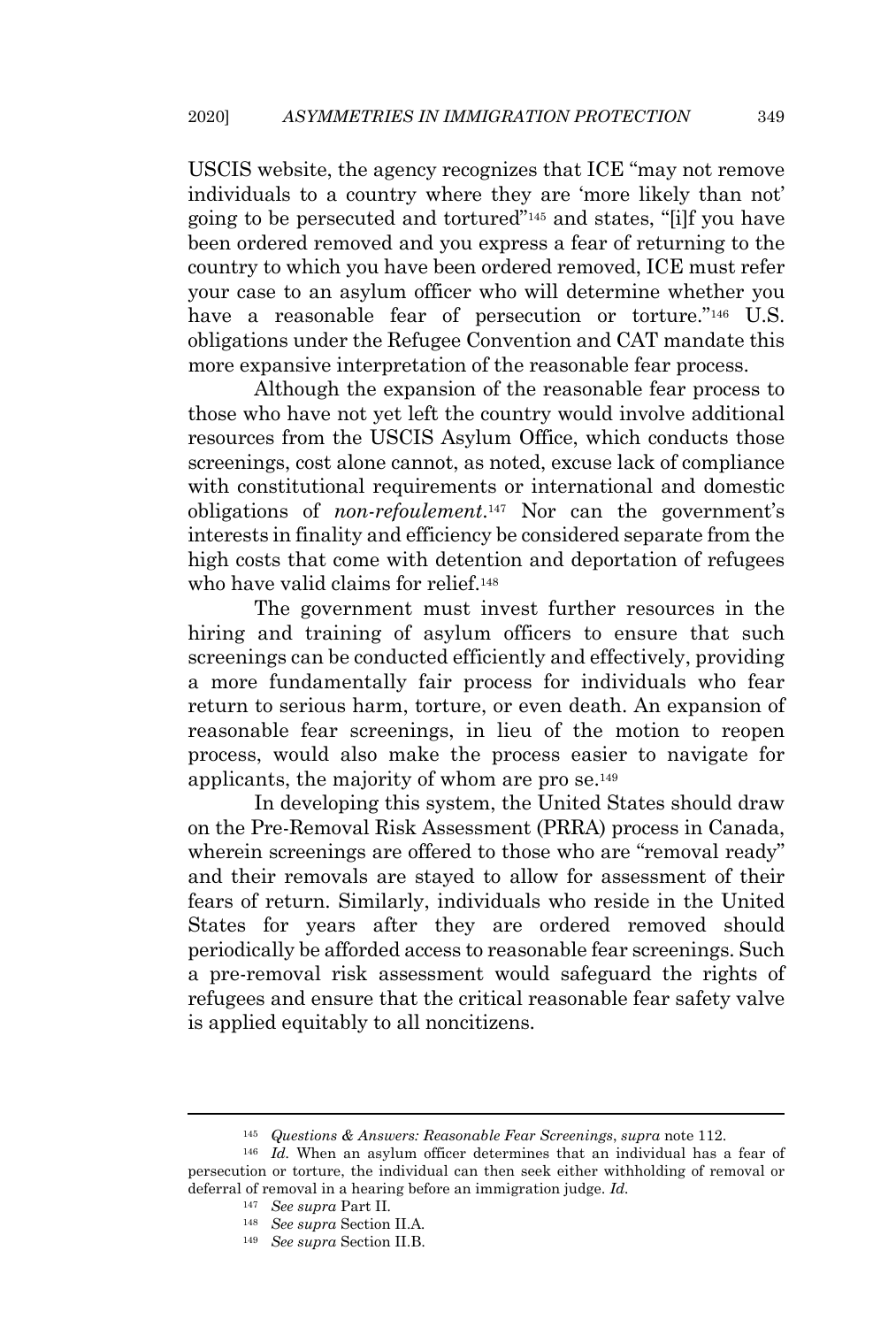USCIS website, the agency recognizes that ICE "may not remove individuals to a country where they are 'more likely than not' going to be persecuted and tortured"[145] and states, "[i]f you have been ordered removed and you express a fear of returning to the country to which you have been ordered removed, ICE must refer your case to an asylum officer who will determine whether you have a reasonable fear of persecution or torture."[146] U.S. obligations under the Refugee Convention and CAT mandate this more expansive interpretation of the reasonable fear process.

Although the expansion of the reasonable fear process to those who have not yet left the country would involve additional resources from the USCIS Asylum Office, which conducts those screenings, cost alone cannot, as noted, excuse lack of compliance with constitutional requirements or international and domestic obligations of *non-refoulement*.[147] Nor can the government's interests in finality and efficiency be considered separate from the high costs that come with detention and deportation of refugees who have valid claims for relief.[148]

The government must invest further resources in the hiring and training of asylum officers to ensure that such screenings can be conducted efficiently and effectively, providing a more fundamentally fair process for individuals who fear return to serious harm, torture, or even death. An expansion of reasonable fear screenings, in lieu of the motion to reopen process, would also make the process easier to navigate for applicants, the majority of whom are pro se.[149]

In developing this system, the United States should draw on the Pre-Removal Risk Assessment (PRRA) process in Canada, wherein screenings are offered to those who are "removal ready" and their removals are stayed to allow for assessment of their fears of return. Similarly, individuals who reside in the United States for years after they are ordered removed should periodically be afforded access to reasonable fear screenings. Such a pre-removal risk assessment would safeguard the rights of refugees and ensure that the critical reasonable fear safety valve is applied equitably to all noncitizens.

---

[145] *Questions & Answers: Reasonable Fear Screenings*, *supra* note 112.

[146] *Id.* When an asylum officer determines that an individual has a fear of persecution or torture, the individual can then seek either withholding of removal or deferral of removal in a hearing before an immigration judge. *Id.*

[147] *See supra* Part II.

[148] *See supra* Section II.A.

[149] *See supra* Section II.B.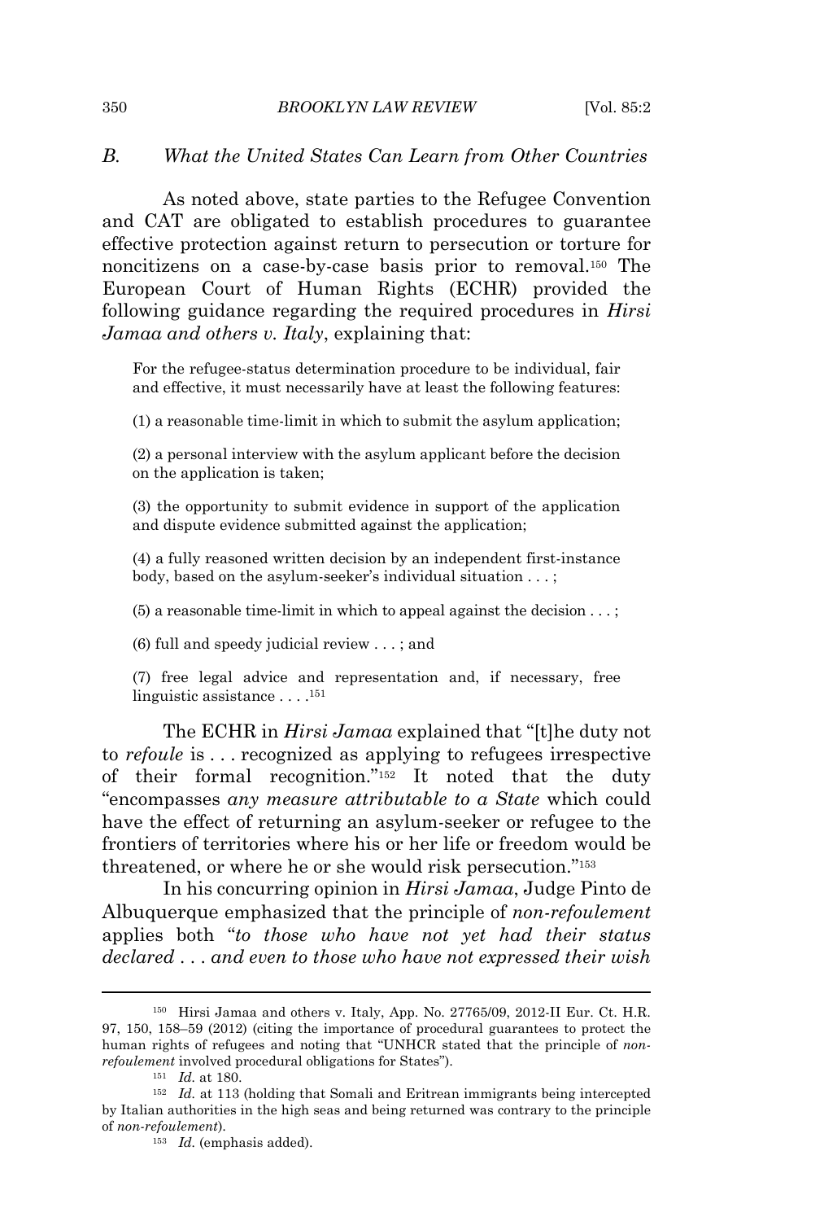### B. *What the United States Can Learn from Other Countries*

As noted above, state parties to the Refugee Convention and CAT are obligated to establish procedures to guarantee effective protection against return to persecution or torture for noncitizens on a case-by-case basis prior to removal.[150] The European Court of Human Rights (ECHR) provided the following guidance regarding the required procedures in *Hirsi Jamaa and others v. Italy*, explaining that:

> For the refugee-status determination procedure to be individual, fair and effective, it must necessarily have at least the following features:
>
> (1) a reasonable time-limit in which to submit the asylum application;
>
> (2) a personal interview with the asylum applicant before the decision on the application is taken;
>
> (3) the opportunity to submit evidence in support of the application and dispute evidence submitted against the application;
>
> (4) a fully reasoned written decision by an independent first-instance body, based on the asylum-seeker's individual situation . . . ;
>
> (5) a reasonable time-limit in which to appeal against the decision . . . ;
>
> (6) full and speedy judicial review . . . ; and
>
> (7) free legal advice and representation and, if necessary, free linguistic assistance . . . .[151]

The ECHR in *Hirsi Jamaa* explained that "[t]he duty not to *refoule* is . . . recognized as applying to refugees irrespective of their formal recognition."[152] It noted that the duty "encompasses *any measure attributable to a State* which could have the effect of returning an asylum-seeker or refugee to the frontiers of territories where his or her life or freedom would be threatened, or where he or she would risk persecution."[153]

In his concurring opinion in *Hirsi Jamaa*, Judge Pinto de Albuquerque emphasized that the principle of *non-refoulement* applies both "*to those who have not yet had their status declared . . . and even to those who have not expressed their wish*

---

[150] Hirsi Jamaa and others v. Italy, App. No. 27765/09, 2012-II Eur. Ct. H.R. 97, 150, 158–59 (2012) (citing the importance of procedural guarantees to protect the human rights of refugees and noting that "UNHCR stated that the principle of *non-refoulement* involved procedural obligations for States").

[151] *Id.* at 180.

[152] *Id.* at 113 (holding that Somali and Eritrean immigrants being intercepted by Italian authorities in the high seas and being returned was contrary to the principle of *non-refoulement*).

[153] *Id.* (emphasis added).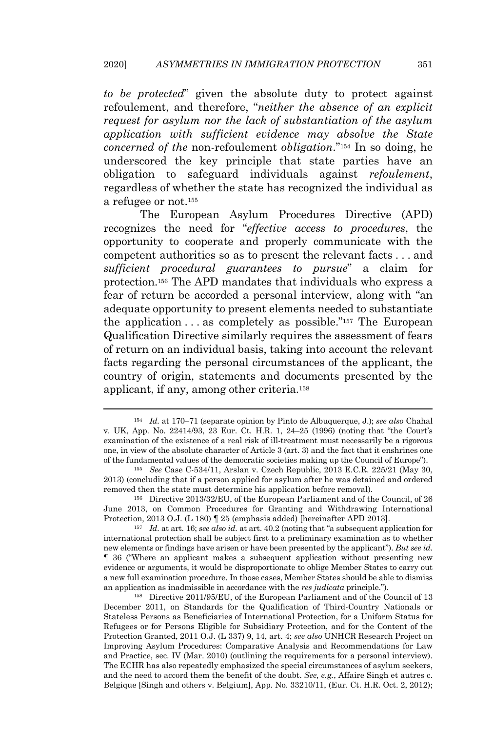*to be protected*" given the absolute duty to protect against refoulement, and therefore, "*neither the absence of an explicit request for asylum nor the lack of substantiation of the asylum application with sufficient evidence may absolve the State concerned of the* non-refoulement *obligation*."[154] In so doing, he underscored the key principle that state parties have an obligation to safeguard individuals against *refoulement*, regardless of whether the state has recognized the individual as a refugee or not.[155]

The European Asylum Procedures Directive (APD) recognizes the need for "*effective access to procedures*, the opportunity to cooperate and properly communicate with the competent authorities so as to present the relevant facts . . . and *sufficient procedural guarantees to pursue*" a claim for protection.[156] The APD mandates that individuals who express a fear of return be accorded a personal interview, along with "an adequate opportunity to present elements needed to substantiate the application . . . as completely as possible."[157] The European Qualification Directive similarly requires the assessment of fears of return on an individual basis, taking into account the relevant facts regarding the personal circumstances of the applicant, the country of origin, statements and documents presented by the applicant, if any, among other criteria.[158]

---

[154] *Id.* at 170–71 (separate opinion by Pinto de Albuquerque, J.); *see also* Chahal v. UK, App. No. 22414/93, 23 Eur. Ct. H.R. 1, 24–25 (1996) (noting that "the Court's examination of the existence of a real risk of ill-treatment must necessarily be a rigorous one, in view of the absolute character of Article 3 (art. 3) and the fact that it enshrines one of the fundamental values of the democratic societies making up the Council of Europe").

[155] *See* Case C-534/11, Arslan v. Czech Republic, 2013 E.C.R. 225/21 (May 30, 2013) (concluding that if a person applied for asylum after he was detained and ordered removed then the state must determine his application before removal).

[156] Directive 2013/32/EU, of the European Parliament and of the Council, of 26 June 2013, on Common Procedures for Granting and Withdrawing International Protection, 2013 O.J. (L 180) ¶ 25 (emphasis added) [hereinafter APD 2013].

[157] *Id.* at art. 16; *see also id.* at art. 40.2 (noting that "a subsequent application for international protection shall be subject first to a preliminary examination as to whether new elements or findings have arisen or have been presented by the applicant"). *But see id.* ¶ 36 ("Where an applicant makes a subsequent application without presenting new evidence or arguments, it would be disproportionate to oblige Member States to carry out a new full examination procedure. In those cases, Member States should be able to dismiss an application as inadmissible in accordance with the *res judicata* principle.").

[158] Directive 2011/95/EU, of the European Parliament and of the Council of 13 December 2011, on Standards for the Qualification of Third-Country Nationals or Stateless Persons as Beneficiaries of International Protection, for a Uniform Status for Refugees or for Persons Eligible for Subsidiary Protection, and for the Content of the Protection Granted, 2011 O.J. (L 337) 9, 14, art. 4; *see also* UNHCR Research Project on Improving Asylum Procedures: Comparative Analysis and Recommendations for Law and Practice, sec. IV (Mar. 2010) (outlining the requirements for a personal interview). The ECHR has also repeatedly emphasized the special circumstances of asylum seekers, and the need to accord them the benefit of the doubt. *See, e.g.*, Affaire Singh et autres c. Belgique [Singh and others v. Belgium], App. No. 33210/11, (Eur. Ct. H.R. Oct. 2, 2012);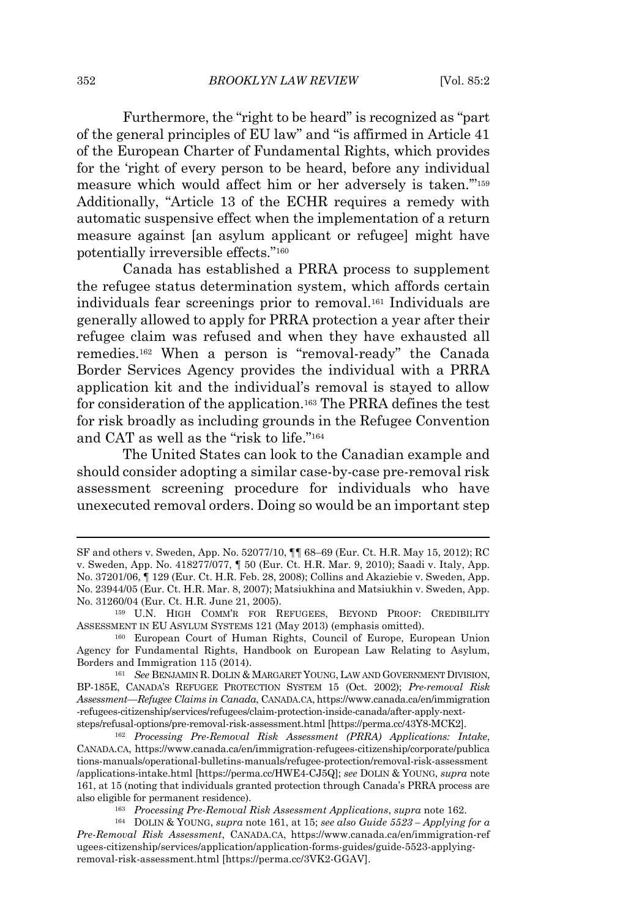Furthermore, the "right to be heard" is recognized as "part of the general principles of EU law" and "is affirmed in Article 41 of the European Charter of Fundamental Rights, which provides for the 'right of every person to be heard, before any individual measure which would affect him or her adversely is taken.'"[159] Additionally, "Article 13 of the ECHR requires a remedy with automatic suspensive effect when the implementation of a return measure against [an asylum applicant or refugee] might have potentially irreversible effects."[160]

Canada has established a PRRA process to supplement the refugee status determination system, which affords certain individuals fear screenings prior to removal.[161] Individuals are generally allowed to apply for PRRA protection a year after their refugee claim was refused and when they have exhausted all remedies.[162] When a person is "removal-ready" the Canada Border Services Agency provides the individual with a PRRA application kit and the individual's removal is stayed to allow for consideration of the application.[163] The PRRA defines the test for risk broadly as including grounds in the Refugee Convention and CAT as well as the "risk to life."[164]

The United States can look to the Canadian example and should consider adopting a similar case-by-case pre-removal risk assessment screening procedure for individuals who have unexecuted removal orders. Doing so would be an important step

---

SF and others v. Sweden, App. No. 52077/10, ¶¶ 68–69 (Eur. Ct. H.R. May 15, 2012); RC v. Sweden, App. No. 418277/077, ¶ 50 (Eur. Ct. H.R. Mar. 9, 2010); Saadi v. Italy, App. No. 37201/06, ¶ 129 (Eur. Ct. H.R. Feb. 28, 2008); Collins and Akaziebie v. Sweden, App. No. 23944/05 (Eur. Ct. H.R. Mar. 8, 2007); Matsiukhina and Matsiukhin v. Sweden, App. No. 31260/04 (Eur. Ct. H.R. June 21, 2005).

[159] U.N. HIGH COMM'R FOR REFUGEES, BEYOND PROOF: CREDIBILITY ASSESSMENT IN EU ASYLUM SYSTEMS 121 (May 2013) (emphasis omitted).

[160] European Court of Human Rights, Council of Europe, European Union Agency for Fundamental Rights, Handbook on European Law Relating to Asylum, Borders and Immigration 115 (2014).

[161] *See* BENJAMIN R. DOLIN & MARGARET YOUNG, LAW AND GOVERNMENT DIVISION, BP-185E, CANADA'S REFUGEE PROTECTION SYSTEM 15 (Oct. 2002); *Pre-removal Risk Assessment—Refugee Claims in Canada*, CANADA.CA, https://www.canada.ca/en/immigration-refugees-citizenship/services/refugees/claim-protection-inside-canada/after-apply-next-steps/refusal-options/pre-removal-risk-assessment.html [https://perma.cc/43Y8-MCK2].

[162] *Processing Pre-Removal Risk Assessment (PRRA) Applications: Intake*, CANADA.CA, https://www.canada.ca/en/immigration-refugees-citizenship/corporate/publications-manuals/operational-bulletins-manuals/refugee-protection/removal-risk-assessment/applications-intake.html [https://perma.cc/HWE4-CJ5Q]; *see* DOLIN & YOUNG, *supra* note 161, at 15 (noting that individuals granted protection through Canada's PRRA process are also eligible for permanent residence).

[163] *Processing Pre-Removal Risk Assessment Applications*, *supra* note 162.

[164] DOLIN & YOUNG, *supra* note 161, at 15; *see also Guide 5523 – Applying for a Pre-Removal Risk Assessment*, CANADA.CA, https://www.canada.ca/en/immigration-refugees-citizenship/services/application/application-forms-guides/guide-5523-applying-removal-risk-assessment.html [https://perma.cc/3VK2-GGAV].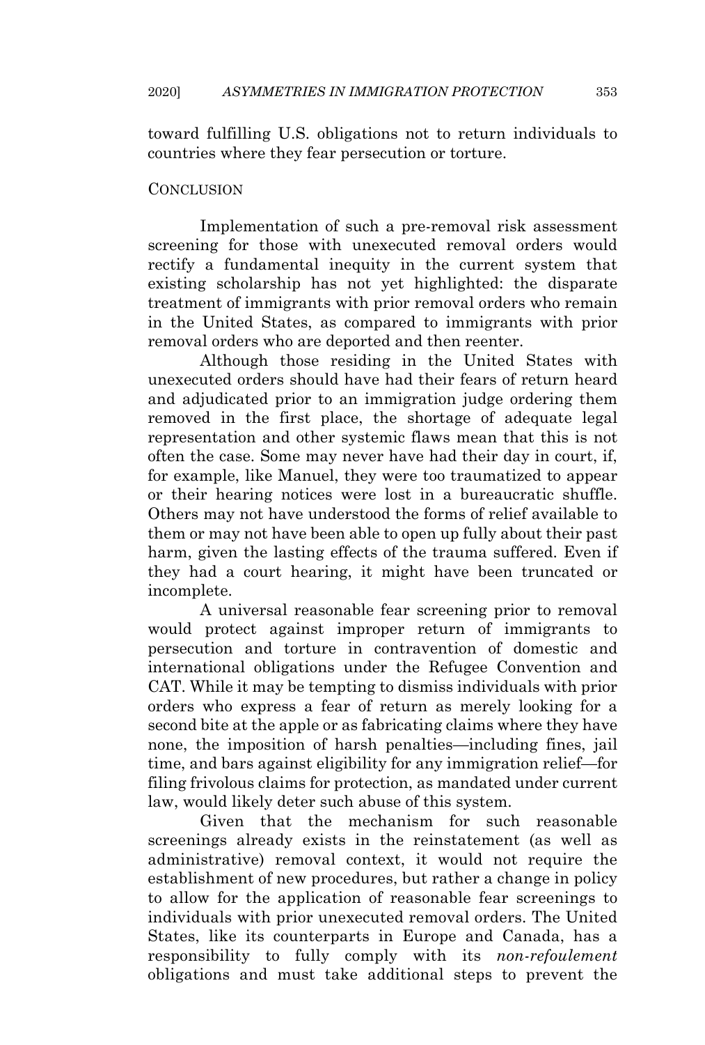toward fulfilling U.S. obligations not to return individuals to countries where they fear persecution or torture.

## CONCLUSION

Implementation of such a pre-removal risk assessment screening for those with unexecuted removal orders would rectify a fundamental inequity in the current system that existing scholarship has not yet highlighted: the disparate treatment of immigrants with prior removal orders who remain in the United States, as compared to immigrants with prior removal orders who are deported and then reenter.

Although those residing in the United States with unexecuted orders should have had their fears of return heard and adjudicated prior to an immigration judge ordering them removed in the first place, the shortage of adequate legal representation and other systemic flaws mean that this is not often the case. Some may never have had their day in court, if, for example, like Manuel, they were too traumatized to appear or their hearing notices were lost in a bureaucratic shuffle. Others may not have understood the forms of relief available to them or may not have been able to open up fully about their past harm, given the lasting effects of the trauma suffered. Even if they had a court hearing, it might have been truncated or incomplete.

A universal reasonable fear screening prior to removal would protect against improper return of immigrants to persecution and torture in contravention of domestic and international obligations under the Refugee Convention and CAT. While it may be tempting to dismiss individuals with prior orders who express a fear of return as merely looking for a second bite at the apple or as fabricating claims where they have none, the imposition of harsh penalties—including fines, jail time, and bars against eligibility for any immigration relief—for filing frivolous claims for protection, as mandated under current law, would likely deter such abuse of this system.

Given that the mechanism for such reasonable screenings already exists in the reinstatement (as well as administrative) removal context, it would not require the establishment of new procedures, but rather a change in policy to allow for the application of reasonable fear screenings to individuals with prior unexecuted removal orders. The United States, like its counterparts in Europe and Canada, has a responsibility to fully comply with its *non-refoulement* obligations and must take additional steps to prevent the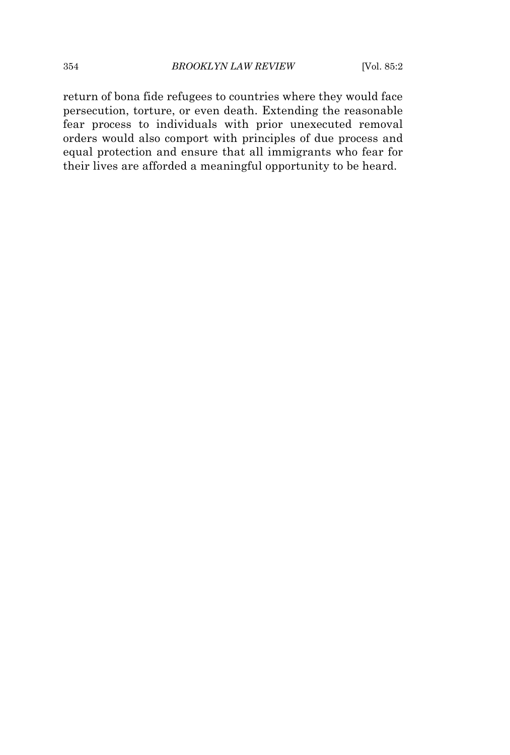return of bona fide refugees to countries where they would face persecution, torture, or even death. Extending the reasonable fear process to individuals with prior unexecuted removal orders would also comport with principles of due process and equal protection and ensure that all immigrants who fear for their lives are afforded a meaningful opportunity to be heard.